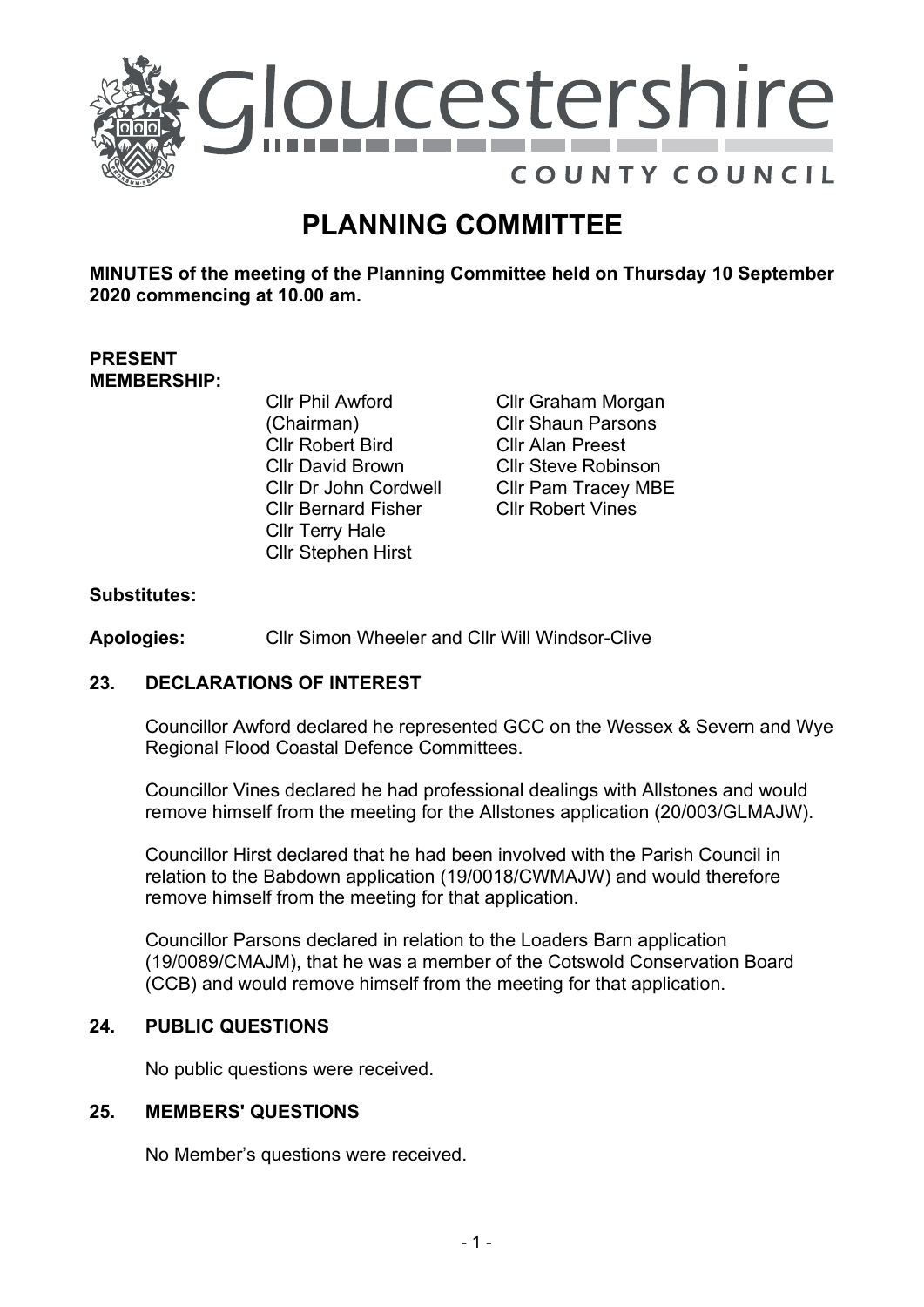# PLANNING COMMITTEE

**MINUTES of the meeting of the Planning Committee held on Thursday 10 September 2020 commencing at 10.00 am.**

**PRESENT MEMBERSHIP:**

Cllr Phil Awford (Chairman)
Cllr Robert Bird
Cllr David Brown
Cllr Dr John Cordwell
Cllr Bernard Fisher
Cllr Terry Hale
Cllr Stephen Hirst
Cllr Graham Morgan
Cllr Shaun Parsons
Cllr Alan Preest
Cllr Steve Robinson
Cllr Pam Tracey MBE
Cllr Robert Vines

**Substitutes:**

**Apologies:** Cllr Simon Wheeler and Cllr Will Windsor-Clive

## 23. DECLARATIONS OF INTEREST

Councillor Awford declared he represented GCC on the Wessex & Severn and Wye Regional Flood Coastal Defence Committees.

Councillor Vines declared he had professional dealings with Allstones and would remove himself from the meeting for the Allstones application (20/003/GLMAJW).

Councillor Hirst declared that he had been involved with the Parish Council in relation to the Babdown application (19/0018/CWMAJW) and would therefore remove himself from the meeting for that application.

Councillor Parsons declared in relation to the Loaders Barn application (19/0089/CMAJM), that he was a member of the Cotswold Conservation Board (CCB) and would remove himself from the meeting for that application.

## 24. PUBLIC QUESTIONS

No public questions were received.

## 25. MEMBERS' QUESTIONS

No Member's questions were received.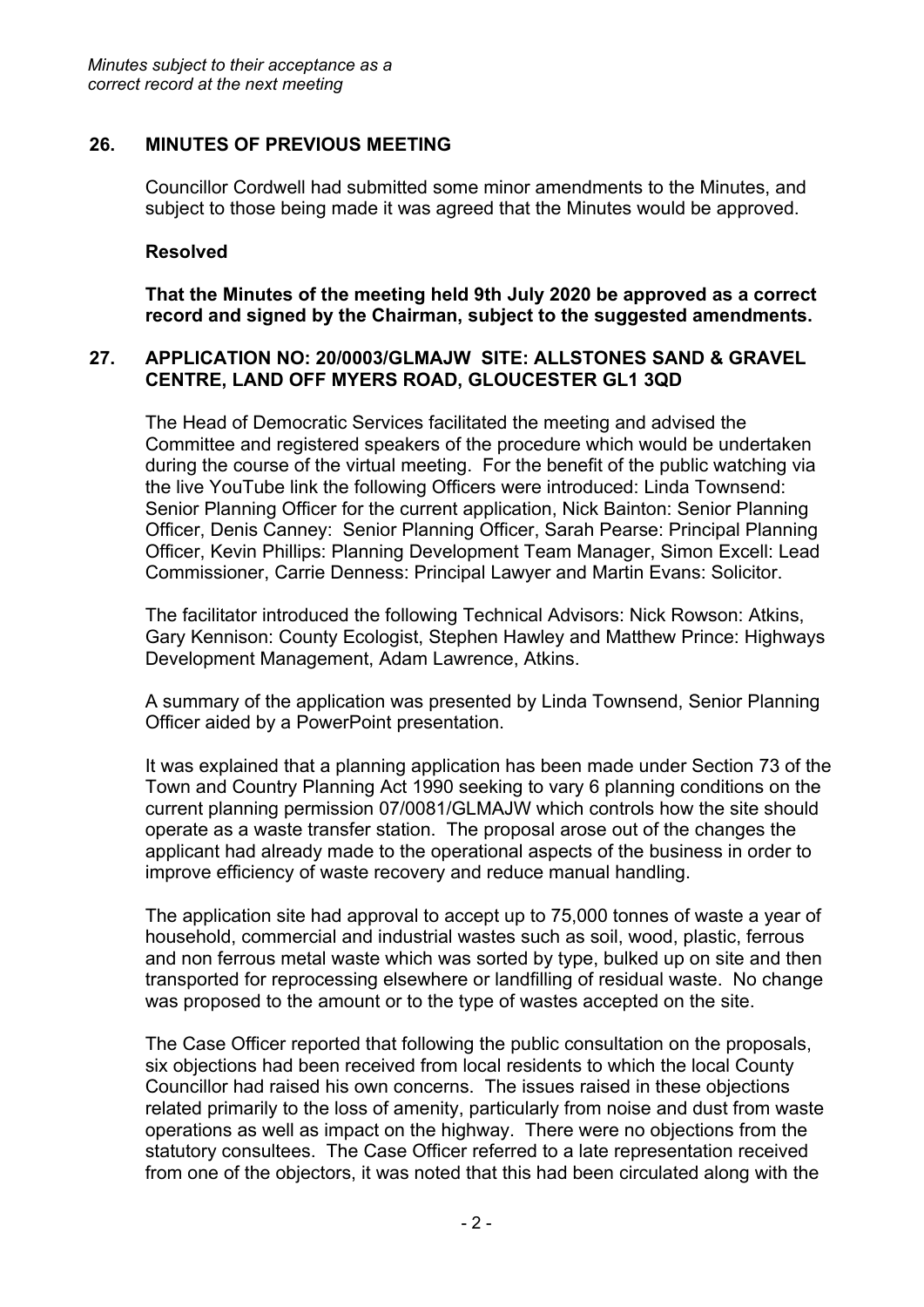*Minutes subject to their acceptance as a correct record at the next meeting*

## 26. MINUTES OF PREVIOUS MEETING

Councillor Cordwell had submitted some minor amendments to the Minutes, and subject to those being made it was agreed that the Minutes would be approved.

**Resolved**

**That the Minutes of the meeting held 9th July 2020 be approved as a correct record and signed by the Chairman, subject to the suggested amendments.**

## 27. APPLICATION NO: 20/0003/GLMAJW SITE: ALLSTONES SAND & GRAVEL CENTRE, LAND OFF MYERS ROAD, GLOUCESTER GL1 3QD

The Head of Democratic Services facilitated the meeting and advised the Committee and registered speakers of the procedure which would be undertaken during the course of the virtual meeting. For the benefit of the public watching via the live YouTube link the following Officers were introduced: Linda Townsend: Senior Planning Officer for the current application, Nick Bainton: Senior Planning Officer, Denis Canney: Senior Planning Officer, Sarah Pearse: Principal Planning Officer, Kevin Phillips: Planning Development Team Manager, Simon Excell: Lead Commissioner, Carrie Denness: Principal Lawyer and Martin Evans: Solicitor.

The facilitator introduced the following Technical Advisors: Nick Rowson: Atkins, Gary Kennison: County Ecologist, Stephen Hawley and Matthew Prince: Highways Development Management, Adam Lawrence, Atkins.

A summary of the application was presented by Linda Townsend, Senior Planning Officer aided by a PowerPoint presentation.

It was explained that a planning application has been made under Section 73 of the Town and Country Planning Act 1990 seeking to vary 6 planning conditions on the current planning permission 07/0081/GLMAJW which controls how the site should operate as a waste transfer station. The proposal arose out of the changes the applicant had already made to the operational aspects of the business in order to improve efficiency of waste recovery and reduce manual handling.

The application site had approval to accept up to 75,000 tonnes of waste a year of household, commercial and industrial wastes such as soil, wood, plastic, ferrous and non ferrous metal waste which was sorted by type, bulked up on site and then transported for reprocessing elsewhere or landfilling of residual waste. No change was proposed to the amount or to the type of wastes accepted on the site.

The Case Officer reported that following the public consultation on the proposals, six objections had been received from local residents to which the local County Councillor had raised his own concerns. The issues raised in these objections related primarily to the loss of amenity, particularly from noise and dust from waste operations as well as impact on the highway. There were no objections from the statutory consultees. The Case Officer referred to a late representation received from one of the objectors, it was noted that this had been circulated along with the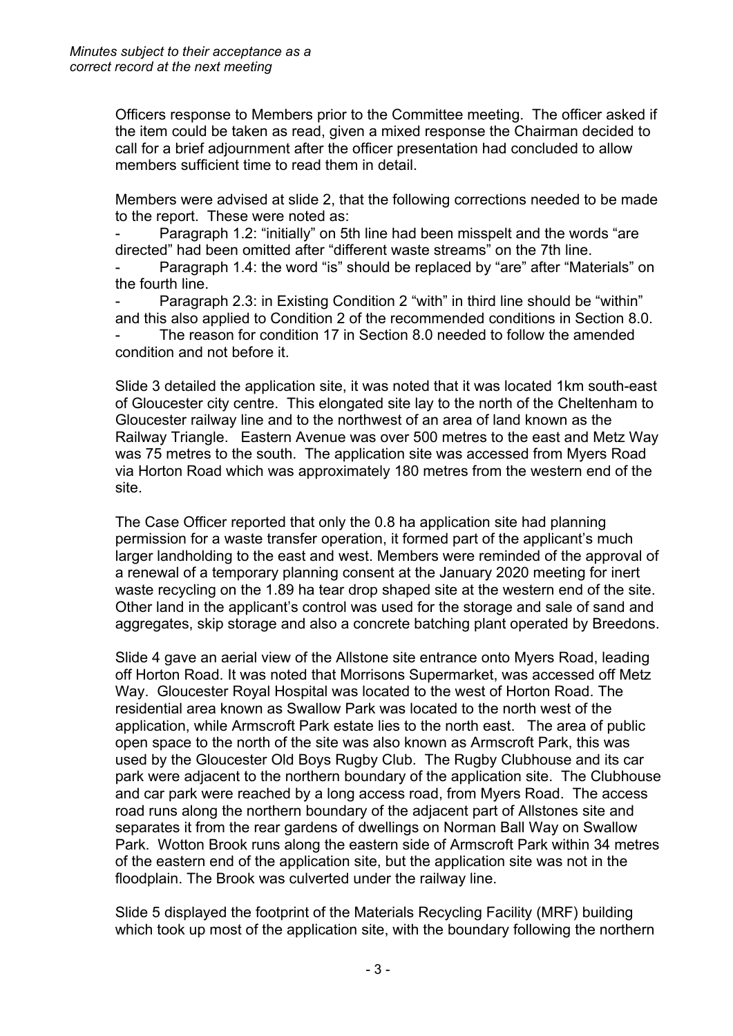*Minutes subject to their acceptance as a correct record at the next meeting*

Officers response to Members prior to the Committee meeting. The officer asked if the item could be taken as read, given a mixed response the Chairman decided to call for a brief adjournment after the officer presentation had concluded to allow members sufficient time to read them in detail.

Members were advised at slide 2, that the following corrections needed to be made to the report. These were noted as:

- Paragraph 1.2: "initially" on 5th line had been misspelt and the words "are directed" had been omitted after "different waste streams" on the 7th line.
- Paragraph 1.4: the word "is" should be replaced by "are" after "Materials" on the fourth line.
- Paragraph 2.3: in Existing Condition 2 "with" in third line should be "within" and this also applied to Condition 2 of the recommended conditions in Section 8.0.
- The reason for condition 17 in Section 8.0 needed to follow the amended condition and not before it.

Slide 3 detailed the application site, it was noted that it was located 1km south-east of Gloucester city centre. This elongated site lay to the north of the Cheltenham to Gloucester railway line and to the northwest of an area of land known as the Railway Triangle. Eastern Avenue was over 500 metres to the east and Metz Way was 75 metres to the south. The application site was accessed from Myers Road via Horton Road which was approximately 180 metres from the western end of the site.

The Case Officer reported that only the 0.8 ha application site had planning permission for a waste transfer operation, it formed part of the applicant's much larger landholding to the east and west. Members were reminded of the approval of a renewal of a temporary planning consent at the January 2020 meeting for inert waste recycling on the 1.89 ha tear drop shaped site at the western end of the site. Other land in the applicant's control was used for the storage and sale of sand and aggregates, skip storage and also a concrete batching plant operated by Breedons.

Slide 4 gave an aerial view of the Allstone site entrance onto Myers Road, leading off Horton Road. It was noted that Morrisons Supermarket, was accessed off Metz Way. Gloucester Royal Hospital was located to the west of Horton Road. The residential area known as Swallow Park was located to the north west of the application, while Armscroft Park estate lies to the north east. The area of public open space to the north of the site was also known as Armscroft Park, this was used by the Gloucester Old Boys Rugby Club. The Rugby Clubhouse and its car park were adjacent to the northern boundary of the application site. The Clubhouse and car park were reached by a long access road, from Myers Road. The access road runs along the northern boundary of the adjacent part of Allstones site and separates it from the rear gardens of dwellings on Norman Ball Way on Swallow Park. Wotton Brook runs along the eastern side of Armscroft Park within 34 metres of the eastern end of the application site, but the application site was not in the floodplain. The Brook was culverted under the railway line.

Slide 5 displayed the footprint of the Materials Recycling Facility (MRF) building which took up most of the application site, with the boundary following the northern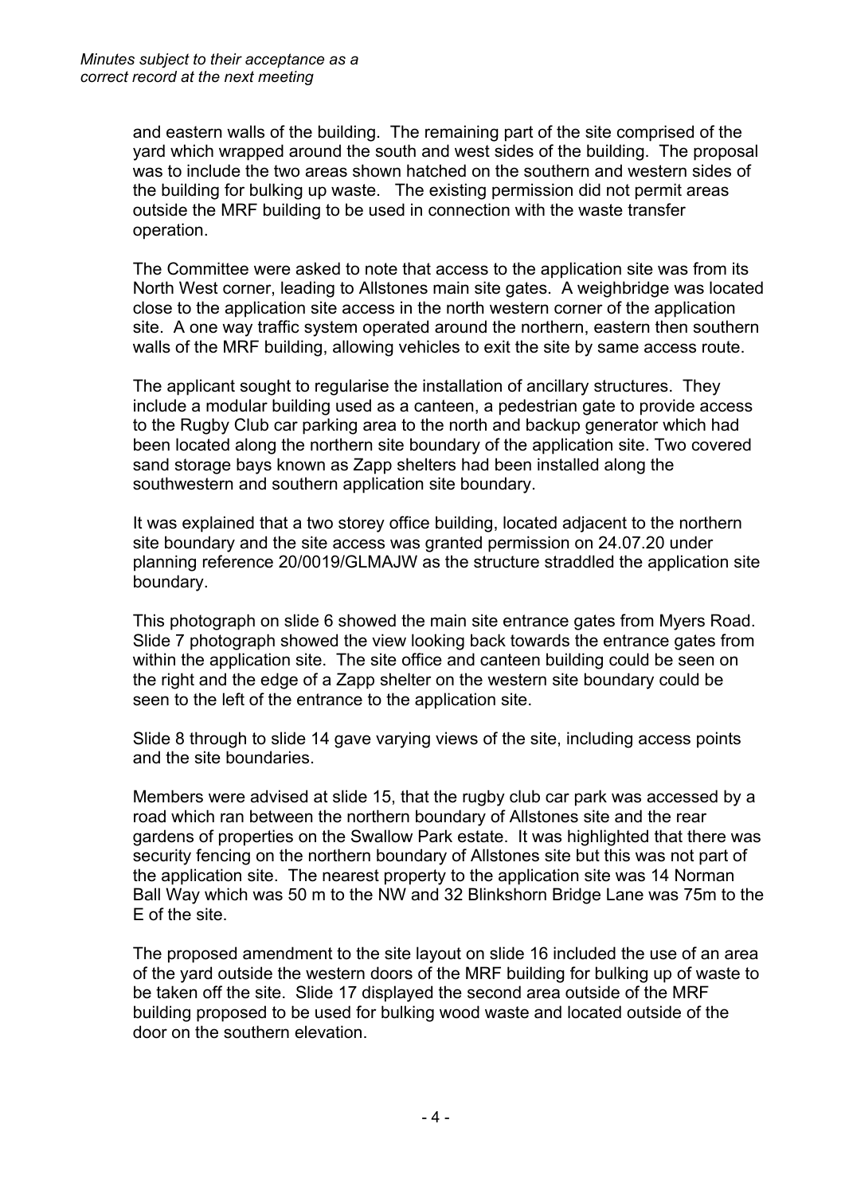and eastern walls of the building. The remaining part of the site comprised of the yard which wrapped around the south and west sides of the building. The proposal was to include the two areas shown hatched on the southern and western sides of the building for bulking up waste. The existing permission did not permit areas outside the MRF building to be used in connection with the waste transfer operation.

The Committee were asked to note that access to the application site was from its North West corner, leading to Allstones main site gates. A weighbridge was located close to the application site access in the north western corner of the application site. A one way traffic system operated around the northern, eastern then southern walls of the MRF building, allowing vehicles to exit the site by same access route.

The applicant sought to regularise the installation of ancillary structures. They include a modular building used as a canteen, a pedestrian gate to provide access to the Rugby Club car parking area to the north and backup generator which had been located along the northern site boundary of the application site. Two covered sand storage bays known as Zapp shelters had been installed along the southwestern and southern application site boundary.

It was explained that a two storey office building, located adjacent to the northern site boundary and the site access was granted permission on 24.07.20 under planning reference 20/0019/GLMAJW as the structure straddled the application site boundary.

This photograph on slide 6 showed the main site entrance gates from Myers Road. Slide 7 photograph showed the view looking back towards the entrance gates from within the application site. The site office and canteen building could be seen on the right and the edge of a Zapp shelter on the western site boundary could be seen to the left of the entrance to the application site.

Slide 8 through to slide 14 gave varying views of the site, including access points and the site boundaries.

Members were advised at slide 15, that the rugby club car park was accessed by a road which ran between the northern boundary of Allstones site and the rear gardens of properties on the Swallow Park estate. It was highlighted that there was security fencing on the northern boundary of Allstones site but this was not part of the application site. The nearest property to the application site was 14 Norman Ball Way which was 50 m to the NW and 32 Blinkshorn Bridge Lane was 75m to the E of the site.

The proposed amendment to the site layout on slide 16 included the use of an area of the yard outside the western doors of the MRF building for bulking up of waste to be taken off the site. Slide 17 displayed the second area outside of the MRF building proposed to be used for bulking wood waste and located outside of the door on the southern elevation.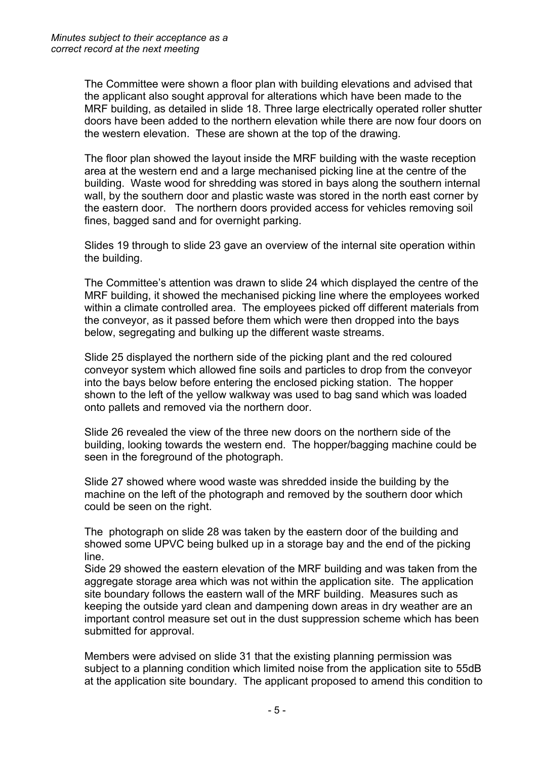The Committee were shown a floor plan with building elevations and advised that the applicant also sought approval for alterations which have been made to the MRF building, as detailed in slide 18. Three large electrically operated roller shutter doors have been added to the northern elevation while there are now four doors on the western elevation. These are shown at the top of the drawing.

The floor plan showed the layout inside the MRF building with the waste reception area at the western end and a large mechanised picking line at the centre of the building. Waste wood for shredding was stored in bays along the southern internal wall, by the southern door and plastic waste was stored in the north east corner by the eastern door. The northern doors provided access for vehicles removing soil fines, bagged sand and for overnight parking.

Slides 19 through to slide 23 gave an overview of the internal site operation within the building.

The Committee's attention was drawn to slide 24 which displayed the centre of the MRF building, it showed the mechanised picking line where the employees worked within a climate controlled area. The employees picked off different materials from the conveyor, as it passed before them which were then dropped into the bays below, segregating and bulking up the different waste streams.

Slide 25 displayed the northern side of the picking plant and the red coloured conveyor system which allowed fine soils and particles to drop from the conveyor into the bays below before entering the enclosed picking station. The hopper shown to the left of the yellow walkway was used to bag sand which was loaded onto pallets and removed via the northern door.

Slide 26 revealed the view of the three new doors on the northern side of the building, looking towards the western end. The hopper/bagging machine could be seen in the foreground of the photograph.

Slide 27 showed where wood waste was shredded inside the building by the machine on the left of the photograph and removed by the southern door which could be seen on the right.

The photograph on slide 28 was taken by the eastern door of the building and showed some UPVC being bulked up in a storage bay and the end of the picking line.
Side 29 showed the eastern elevation of the MRF building and was taken from the aggregate storage area which was not within the application site. The application site boundary follows the eastern wall of the MRF building. Measures such as keeping the outside yard clean and dampening down areas in dry weather are an important control measure set out in the dust suppression scheme which has been submitted for approval.

Members were advised on slide 31 that the existing planning permission was subject to a planning condition which limited noise from the application site to 55dB at the application site boundary. The applicant proposed to amend this condition to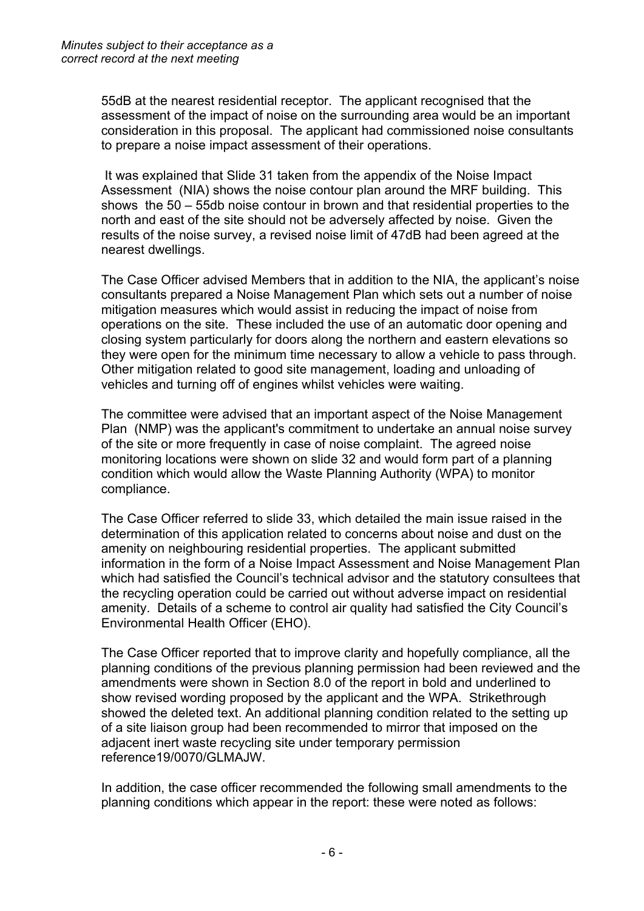55dB at the nearest residential receptor. The applicant recognised that the assessment of the impact of noise on the surrounding area would be an important consideration in this proposal. The applicant had commissioned noise consultants to prepare a noise impact assessment of their operations.

It was explained that Slide 31 taken from the appendix of the Noise Impact Assessment (NIA) shows the noise contour plan around the MRF building. This shows the 50 – 55db noise contour in brown and that residential properties to the north and east of the site should not be adversely affected by noise. Given the results of the noise survey, a revised noise limit of 47dB had been agreed at the nearest dwellings.

The Case Officer advised Members that in addition to the NIA, the applicant's noise consultants prepared a Noise Management Plan which sets out a number of noise mitigation measures which would assist in reducing the impact of noise from operations on the site. These included the use of an automatic door opening and closing system particularly for doors along the northern and eastern elevations so they were open for the minimum time necessary to allow a vehicle to pass through. Other mitigation related to good site management, loading and unloading of vehicles and turning off of engines whilst vehicles were waiting.

The committee were advised that an important aspect of the Noise Management Plan (NMP) was the applicant's commitment to undertake an annual noise survey of the site or more frequently in case of noise complaint. The agreed noise monitoring locations were shown on slide 32 and would form part of a planning condition which would allow the Waste Planning Authority (WPA) to monitor compliance.

The Case Officer referred to slide 33, which detailed the main issue raised in the determination of this application related to concerns about noise and dust on the amenity on neighbouring residential properties. The applicant submitted information in the form of a Noise Impact Assessment and Noise Management Plan which had satisfied the Council's technical advisor and the statutory consultees that the recycling operation could be carried out without adverse impact on residential amenity. Details of a scheme to control air quality had satisfied the City Council's Environmental Health Officer (EHO).

The Case Officer reported that to improve clarity and hopefully compliance, all the planning conditions of the previous planning permission had been reviewed and the amendments were shown in Section 8.0 of the report in bold and underlined to show revised wording proposed by the applicant and the WPA. Strikethrough showed the deleted text. An additional planning condition related to the setting up of a site liaison group had been recommended to mirror that imposed on the adjacent inert waste recycling site under temporary permission reference19/0070/GLMAJW.

In addition, the case officer recommended the following small amendments to the planning conditions which appear in the report: these were noted as follows: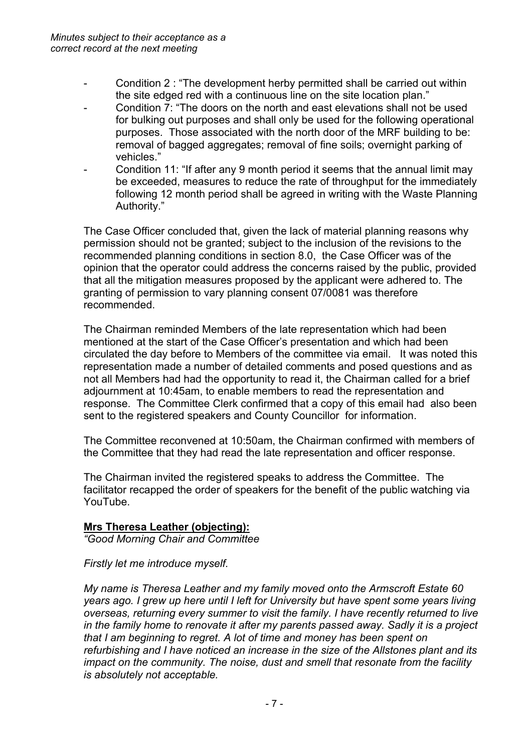- Condition 2 : "The development herby permitted shall be carried out within the site edged red with a continuous line on the site location plan."
- Condition 7: "The doors on the north and east elevations shall not be used for bulking out purposes and shall only be used for the following operational purposes. Those associated with the north door of the MRF building to be: removal of bagged aggregates; removal of fine soils; overnight parking of vehicles."
- Condition 11: "If after any 9 month period it seems that the annual limit may be exceeded, measures to reduce the rate of throughput for the immediately following 12 month period shall be agreed in writing with the Waste Planning Authority."

The Case Officer concluded that, given the lack of material planning reasons why permission should not be granted; subject to the inclusion of the revisions to the recommended planning conditions in section 8.0, the Case Officer was of the opinion that the operator could address the concerns raised by the public, provided that all the mitigation measures proposed by the applicant were adhered to. The granting of permission to vary planning consent 07/0081 was therefore recommended.

The Chairman reminded Members of the late representation which had been mentioned at the start of the Case Officer's presentation and which had been circulated the day before to Members of the committee via email. It was noted this representation made a number of detailed comments and posed questions and as not all Members had had the opportunity to read it, the Chairman called for a brief adjournment at 10:45am, to enable members to read the representation and response. The Committee Clerk confirmed that a copy of this email had also been sent to the registered speakers and County Councillor for information.

The Committee reconvened at 10:50am, the Chairman confirmed with members of the Committee that they had read the late representation and officer response.

The Chairman invited the registered speaks to address the Committee. The facilitator recapped the order of speakers for the benefit of the public watching via YouTube.

**Mrs Theresa Leather (objecting):**

*"Good Morning Chair and Committee*

*Firstly let me introduce myself.*

*My name is Theresa Leather and my family moved onto the Armscroft Estate 60 years ago. I grew up here until I left for University but have spent some years living overseas, returning every summer to visit the family. I have recently returned to live in the family home to renovate it after my parents passed away. Sadly it is a project that I am beginning to regret. A lot of time and money has been spent on refurbishing and I have noticed an increase in the size of the Allstones plant and its impact on the community. The noise, dust and smell that resonate from the facility is absolutely not acceptable.*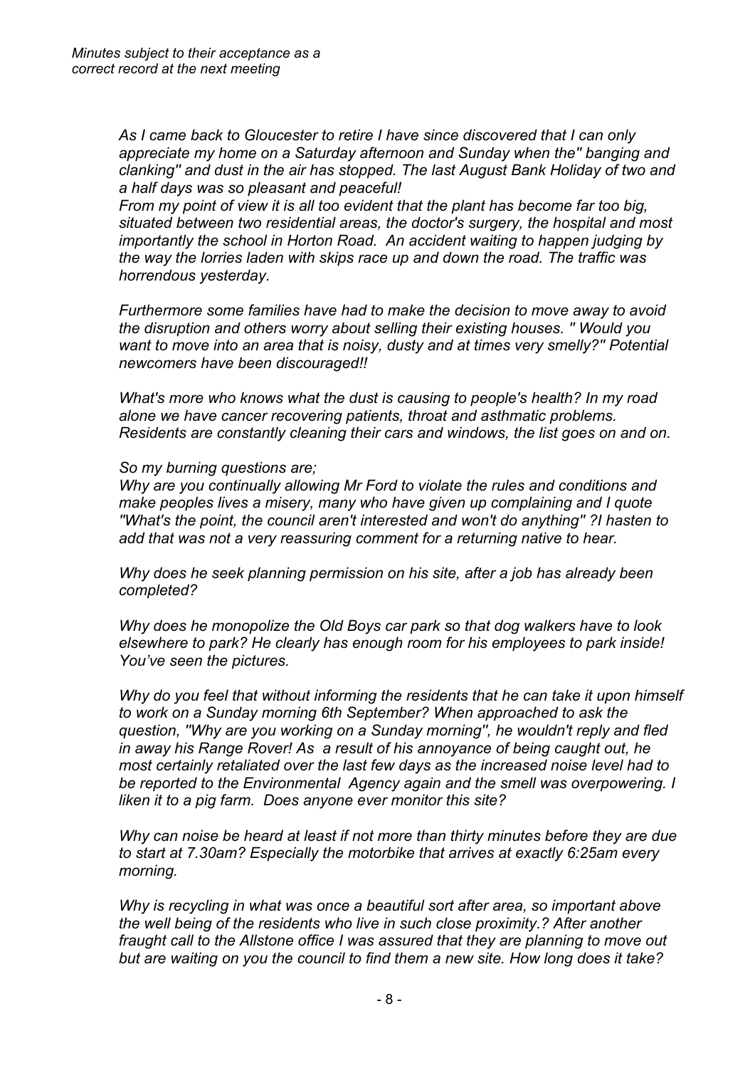*Minutes subject to their acceptance as a correct record at the next meeting*

*As I came back to Gloucester to retire I have since discovered that I can only appreciate my home on a Saturday afternoon and Sunday when the" banging and clanking" and dust in the air has stopped. The last August Bank Holiday of two and a half days was so pleasant and peaceful!*

*From my point of view it is all too evident that the plant has become far too big, situated between two residential areas, the doctor's surgery, the hospital and most importantly the school in Horton Road. An accident waiting to happen judging by the way the lorries laden with skips race up and down the road. The traffic was horrendous yesterday.*

*Furthermore some families have had to make the decision to move away to avoid the disruption and others worry about selling their existing houses. " Would you want to move into an area that is noisy, dusty and at times very smelly?" Potential newcomers have been discouraged!!*

*What's more who knows what the dust is causing to people's health? In my road alone we have cancer recovering patients, throat and asthmatic problems. Residents are constantly cleaning their cars and windows, the list goes on and on.*

*So my burning questions are;*

*Why are you continually allowing Mr Ford to violate the rules and conditions and make peoples lives a misery, many who have given up complaining and I quote "What's the point, the council aren't interested and won't do anything" ?I hasten to add that was not a very reassuring comment for a returning native to hear.*

*Why does he seek planning permission on his site, after a job has already been completed?*

*Why does he monopolize the Old Boys car park so that dog walkers have to look elsewhere to park? He clearly has enough room for his employees to park inside! You've seen the pictures.*

*Why do you feel that without informing the residents that he can take it upon himself to work on a Sunday morning 6th September? When approached to ask the question, "Why are you working on a Sunday morning", he wouldn't reply and fled in away his Range Rover! As a result of his annoyance of being caught out, he most certainly retaliated over the last few days as the increased noise level had to be reported to the Environmental Agency again and the smell was overpowering. I liken it to a pig farm. Does anyone ever monitor this site?*

*Why can noise be heard at least if not more than thirty minutes before they are due to start at 7.30am? Especially the motorbike that arrives at exactly 6:25am every morning.*

*Why is recycling in what was once a beautiful sort after area, so important above the well being of the residents who live in such close proximity.? After another fraught call to the Allstone office I was assured that they are planning to move out but are waiting on you the council to find them a new site. How long does it take?*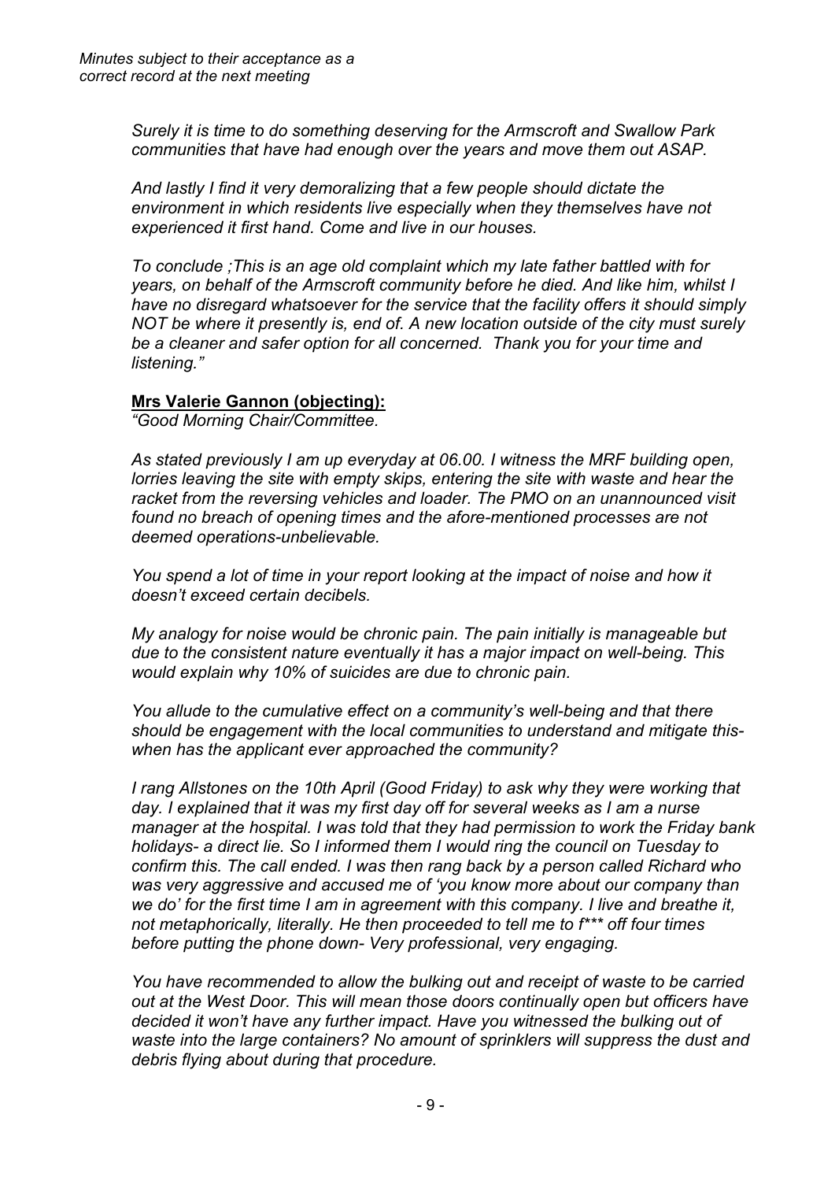*Surely it is time to do something deserving for the Armscroft and Swallow Park communities that have had enough over the years and move them out ASAP.*

*And lastly I find it very demoralizing that a few people should dictate the environment in which residents live especially when they themselves have not experienced it first hand. Come and live in our houses.*

*To conclude ;This is an age old complaint which my late father battled with for years, on behalf of the Armscroft community before he died. And like him, whilst I have no disregard whatsoever for the service that the facility offers it should simply NOT be where it presently is, end of. A new location outside of the city must surely be a cleaner and safer option for all concerned. Thank you for your time and listening."*

**Mrs Valerie Gannon (objecting):**

*"Good Morning Chair/Committee.*

*As stated previously I am up everyday at 06.00. I witness the MRF building open, lorries leaving the site with empty skips, entering the site with waste and hear the racket from the reversing vehicles and loader. The PMO on an unannounced visit found no breach of opening times and the afore-mentioned processes are not deemed operations-unbelievable.*

*You spend a lot of time in your report looking at the impact of noise and how it doesn't exceed certain decibels.*

*My analogy for noise would be chronic pain. The pain initially is manageable but due to the consistent nature eventually it has a major impact on well-being. This would explain why 10% of suicides are due to chronic pain.*

*You allude to the cumulative effect on a community's well-being and that there should be engagement with the local communities to understand and mitigate this- when has the applicant ever approached the community?*

*I rang Allstones on the 10th April (Good Friday) to ask why they were working that day. I explained that it was my first day off for several weeks as I am a nurse manager at the hospital. I was told that they had permission to work the Friday bank holidays- a direct lie. So I informed them I would ring the council on Tuesday to confirm this. The call ended. I was then rang back by a person called Richard who was very aggressive and accused me of 'you know more about our company than we do' for the first time I am in agreement with this company. I live and breathe it, not metaphorically, literally. He then proceeded to tell me to f\*\*\* off four times before putting the phone down- Very professional, very engaging.*

*You have recommended to allow the bulking out and receipt of waste to be carried out at the West Door. This will mean those doors continually open but officers have decided it won't have any further impact. Have you witnessed the bulking out of waste into the large containers? No amount of sprinklers will suppress the dust and debris flying about during that procedure.*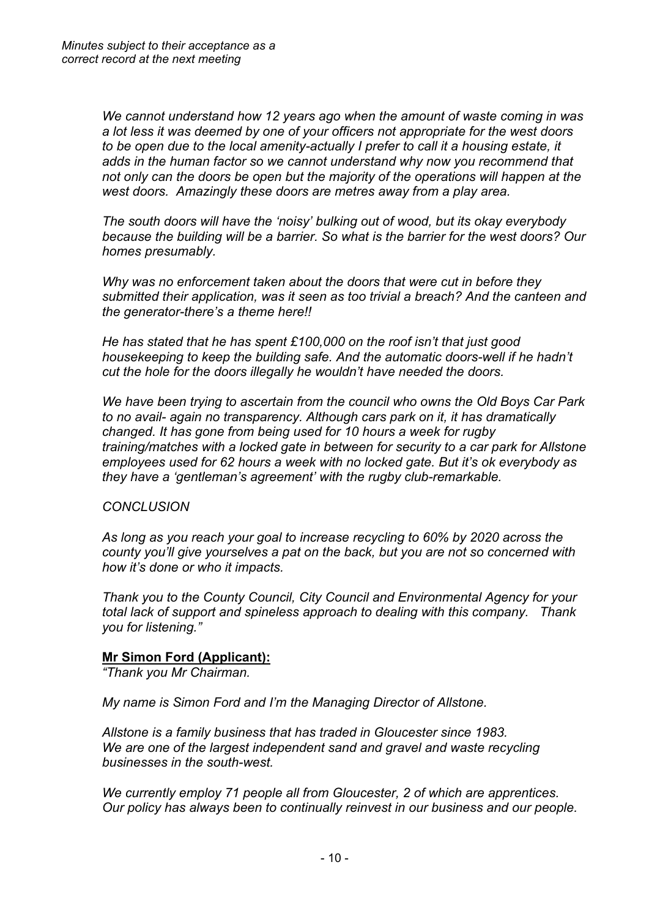*Minutes subject to their acceptance as a correct record at the next meeting*

*We cannot understand how 12 years ago when the amount of waste coming in was a lot less it was deemed by one of your officers not appropriate for the west doors to be open due to the local amenity-actually I prefer to call it a housing estate, it adds in the human factor so we cannot understand why now you recommend that not only can the doors be open but the majority of the operations will happen at the west doors. Amazingly these doors are metres away from a play area.*

*The south doors will have the 'noisy' bulking out of wood, but its okay everybody because the building will be a barrier. So what is the barrier for the west doors? Our homes presumably.*

*Why was no enforcement taken about the doors that were cut in before they submitted their application, was it seen as too trivial a breach? And the canteen and the generator-there's a theme here!!*

*He has stated that he has spent £100,000 on the roof isn't that just good housekeeping to keep the building safe. And the automatic doors-well if he hadn't cut the hole for the doors illegally he wouldn't have needed the doors.*

*We have been trying to ascertain from the council who owns the Old Boys Car Park to no avail- again no transparency. Although cars park on it, it has dramatically changed. It has gone from being used for 10 hours a week for rugby training/matches with a locked gate in between for security to a car park for Allstone employees used for 62 hours a week with no locked gate. But it's ok everybody as they have a 'gentleman's agreement' with the rugby club-remarkable.*

*CONCLUSION*

*As long as you reach your goal to increase recycling to 60% by 2020 across the county you'll give yourselves a pat on the back, but you are not so concerned with how it's done or who it impacts.*

*Thank you to the County Council, City Council and Environmental Agency for your total lack of support and spineless approach to dealing with this company. Thank you for listening."*

**Mr Simon Ford (Applicant):**

*"Thank you Mr Chairman.*

*My name is Simon Ford and I'm the Managing Director of Allstone.*

*Allstone is a family business that has traded in Gloucester since 1983. We are one of the largest independent sand and gravel and waste recycling businesses in the south-west.*

*We currently employ 71 people all from Gloucester, 2 of which are apprentices. Our policy has always been to continually reinvest in our business and our people.*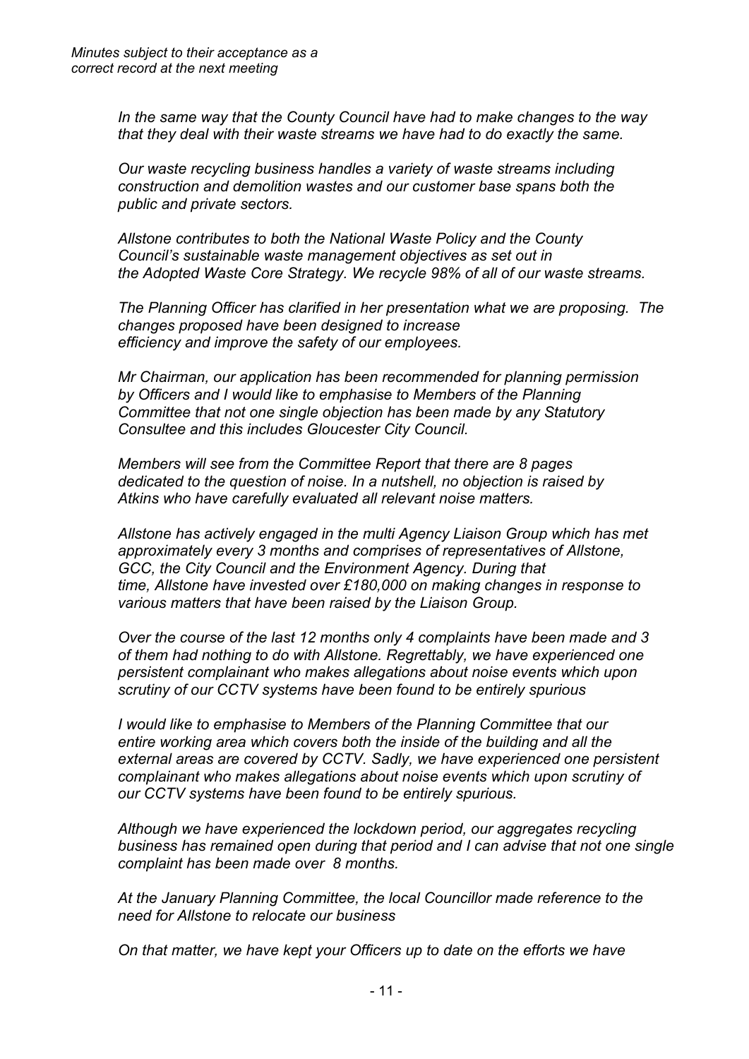*Minutes subject to their acceptance as a correct record at the next meeting*

*In the same way that the County Council have had to make changes to the way that they deal with their waste streams we have had to do exactly the same.*

*Our waste recycling business handles a variety of waste streams including construction and demolition wastes and our customer base spans both the public and private sectors.*

*Allstone contributes to both the National Waste Policy and the County Council's sustainable waste management objectives as set out in the Adopted Waste Core Strategy. We recycle 98% of all of our waste streams.*

*The Planning Officer has clarified in her presentation what we are proposing. The changes proposed have been designed to increase efficiency and improve the safety of our employees.*

*Mr Chairman, our application has been recommended for planning permission by Officers and I would like to emphasise to Members of the Planning Committee that not one single objection has been made by any Statutory Consultee and this includes Gloucester City Council.*

*Members will see from the Committee Report that there are 8 pages dedicated to the question of noise. In a nutshell, no objection is raised by Atkins who have carefully evaluated all relevant noise matters.*

*Allstone has actively engaged in the multi Agency Liaison Group which has met approximately every 3 months and comprises of representatives of Allstone, GCC, the City Council and the Environment Agency. During that time, Allstone have invested over £180,000 on making changes in response to various matters that have been raised by the Liaison Group.*

*Over the course of the last 12 months only 4 complaints have been made and 3 of them had nothing to do with Allstone. Regrettably, we have experienced one persistent complainant who makes allegations about noise events which upon scrutiny of our CCTV systems have been found to be entirely spurious*

*I would like to emphasise to Members of the Planning Committee that our entire working area which covers both the inside of the building and all the external areas are covered by CCTV. Sadly, we have experienced one persistent complainant who makes allegations about noise events which upon scrutiny of our CCTV systems have been found to be entirely spurious.*

*Although we have experienced the lockdown period, our aggregates recycling business has remained open during that period and I can advise that not one single complaint has been made over 8 months.*

*At the January Planning Committee, the local Councillor made reference to the need for Allstone to relocate our business*

*On that matter, we have kept your Officers up to date on the efforts we have*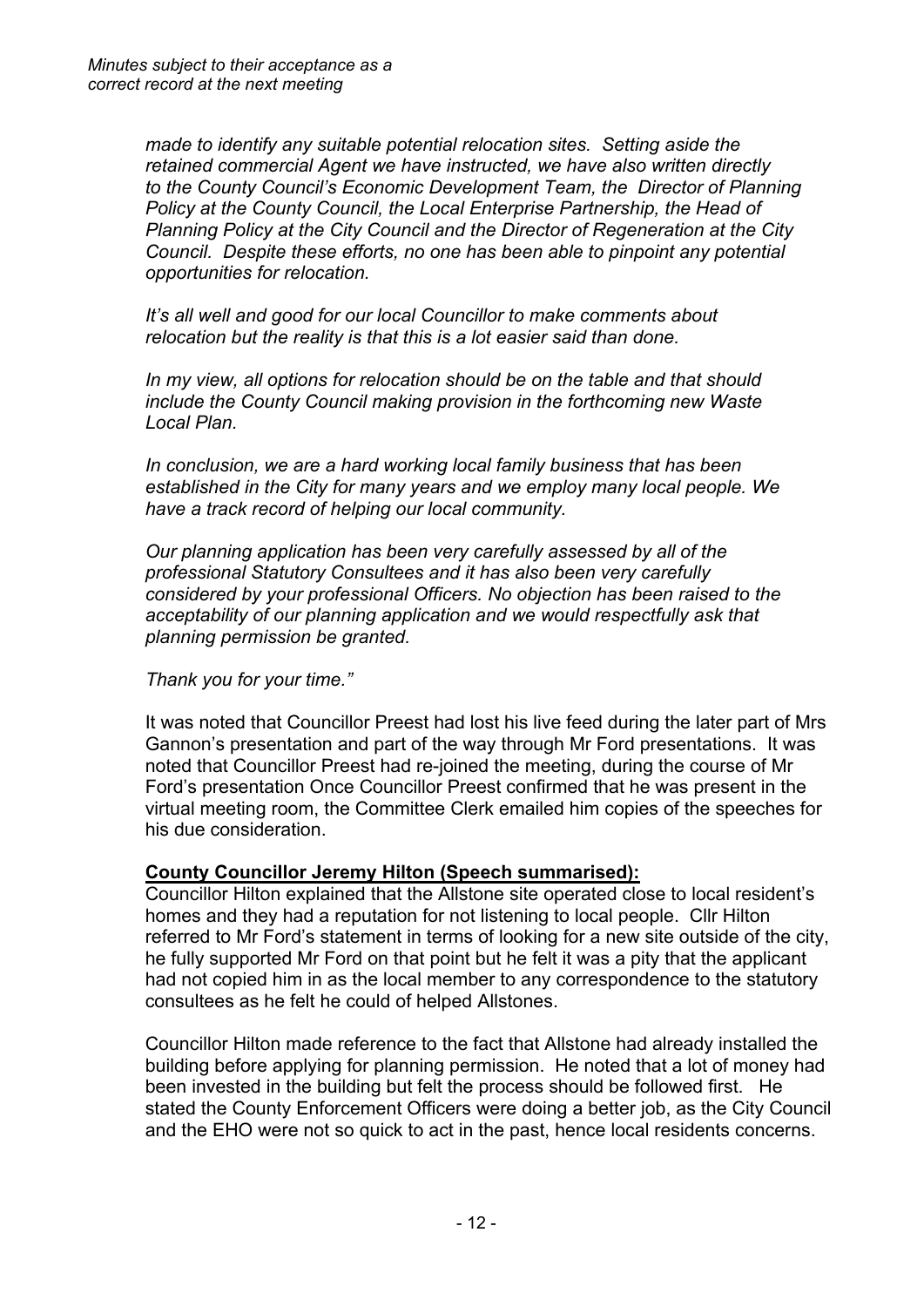*made to identify any suitable potential relocation sites. Setting aside the retained commercial Agent we have instructed, we have also written directly to the County Council's Economic Development Team, the Director of Planning Policy at the County Council, the Local Enterprise Partnership, the Head of Planning Policy at the City Council and the Director of Regeneration at the City Council. Despite these efforts, no one has been able to pinpoint any potential opportunities for relocation.*

*It's all well and good for our local Councillor to make comments about relocation but the reality is that this is a lot easier said than done.*

*In my view, all options for relocation should be on the table and that should include the County Council making provision in the forthcoming new Waste Local Plan.*

*In conclusion, we are a hard working local family business that has been established in the City for many years and we employ many local people. We have a track record of helping our local community.*

*Our planning application has been very carefully assessed by all of the professional Statutory Consultees and it has also been very carefully considered by your professional Officers. No objection has been raised to the acceptability of our planning application and we would respectfully ask that planning permission be granted.*

*Thank you for your time."*

It was noted that Councillor Preest had lost his live feed during the later part of Mrs Gannon's presentation and part of the way through Mr Ford presentations. It was noted that Councillor Preest had re-joined the meeting, during the course of Mr Ford's presentation Once Councillor Preest confirmed that he was present in the virtual meeting room, the Committee Clerk emailed him copies of the speeches for his due consideration.

**County Councillor Jeremy Hilton (Speech summarised):**

Councillor Hilton explained that the Allstone site operated close to local resident's homes and they had a reputation for not listening to local people. Cllr Hilton referred to Mr Ford's statement in terms of looking for a new site outside of the city, he fully supported Mr Ford on that point but he felt it was a pity that the applicant had not copied him in as the local member to any correspondence to the statutory consultees as he felt he could of helped Allstones.

Councillor Hilton made reference to the fact that Allstone had already installed the building before applying for planning permission. He noted that a lot of money had been invested in the building but felt the process should be followed first. He stated the County Enforcement Officers were doing a better job, as the City Council and the EHO were not so quick to act in the past, hence local residents concerns.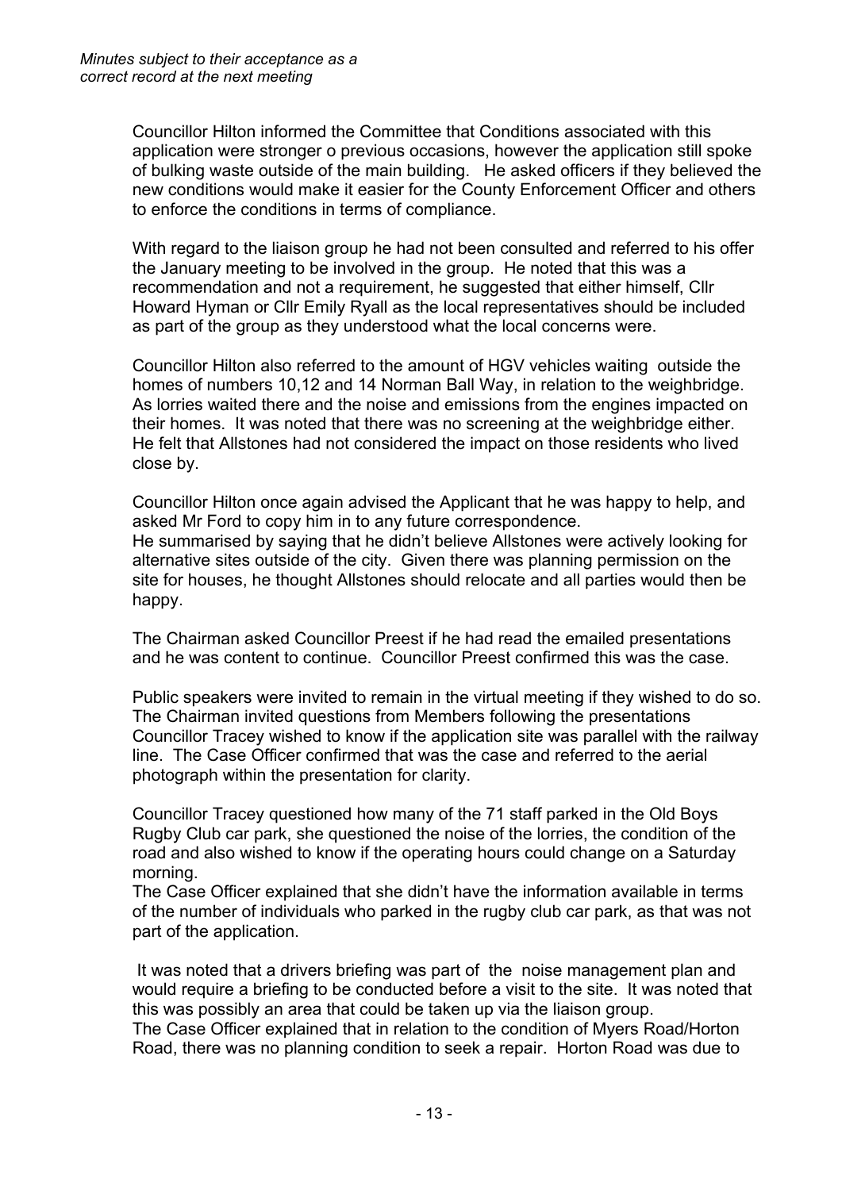*Minutes subject to their acceptance as a correct record at the next meeting*

Councillor Hilton informed the Committee that Conditions associated with this application were stronger o previous occasions, however the application still spoke of bulking waste outside of the main building. He asked officers if they believed the new conditions would make it easier for the County Enforcement Officer and others to enforce the conditions in terms of compliance.

With regard to the liaison group he had not been consulted and referred to his offer the January meeting to be involved in the group. He noted that this was a recommendation and not a requirement, he suggested that either himself, Cllr Howard Hyman or Cllr Emily Ryall as the local representatives should be included as part of the group as they understood what the local concerns were.

Councillor Hilton also referred to the amount of HGV vehicles waiting outside the homes of numbers 10,12 and 14 Norman Ball Way, in relation to the weighbridge. As lorries waited there and the noise and emissions from the engines impacted on their homes. It was noted that there was no screening at the weighbridge either. He felt that Allstones had not considered the impact on those residents who lived close by.

Councillor Hilton once again advised the Applicant that he was happy to help, and asked Mr Ford to copy him in to any future correspondence.
He summarised by saying that he didn't believe Allstones were actively looking for alternative sites outside of the city. Given there was planning permission on the site for houses, he thought Allstones should relocate and all parties would then be happy.

The Chairman asked Councillor Preest if he had read the emailed presentations and he was content to continue. Councillor Preest confirmed this was the case.

Public speakers were invited to remain in the virtual meeting if they wished to do so. The Chairman invited questions from Members following the presentations
Councillor Tracey wished to know if the application site was parallel with the railway line. The Case Officer confirmed that was the case and referred to the aerial photograph within the presentation for clarity.

Councillor Tracey questioned how many of the 71 staff parked in the Old Boys Rugby Club car park, she questioned the noise of the lorries, the condition of the road and also wished to know if the operating hours could change on a Saturday morning.
The Case Officer explained that she didn't have the information available in terms of the number of individuals who parked in the rugby club car park, as that was not part of the application.

It was noted that a drivers briefing was part of the noise management plan and would require a briefing to be conducted before a visit to the site. It was noted that this was possibly an area that could be taken up via the liaison group.
The Case Officer explained that in relation to the condition of Myers Road/Horton Road, there was no planning condition to seek a repair. Horton Road was due to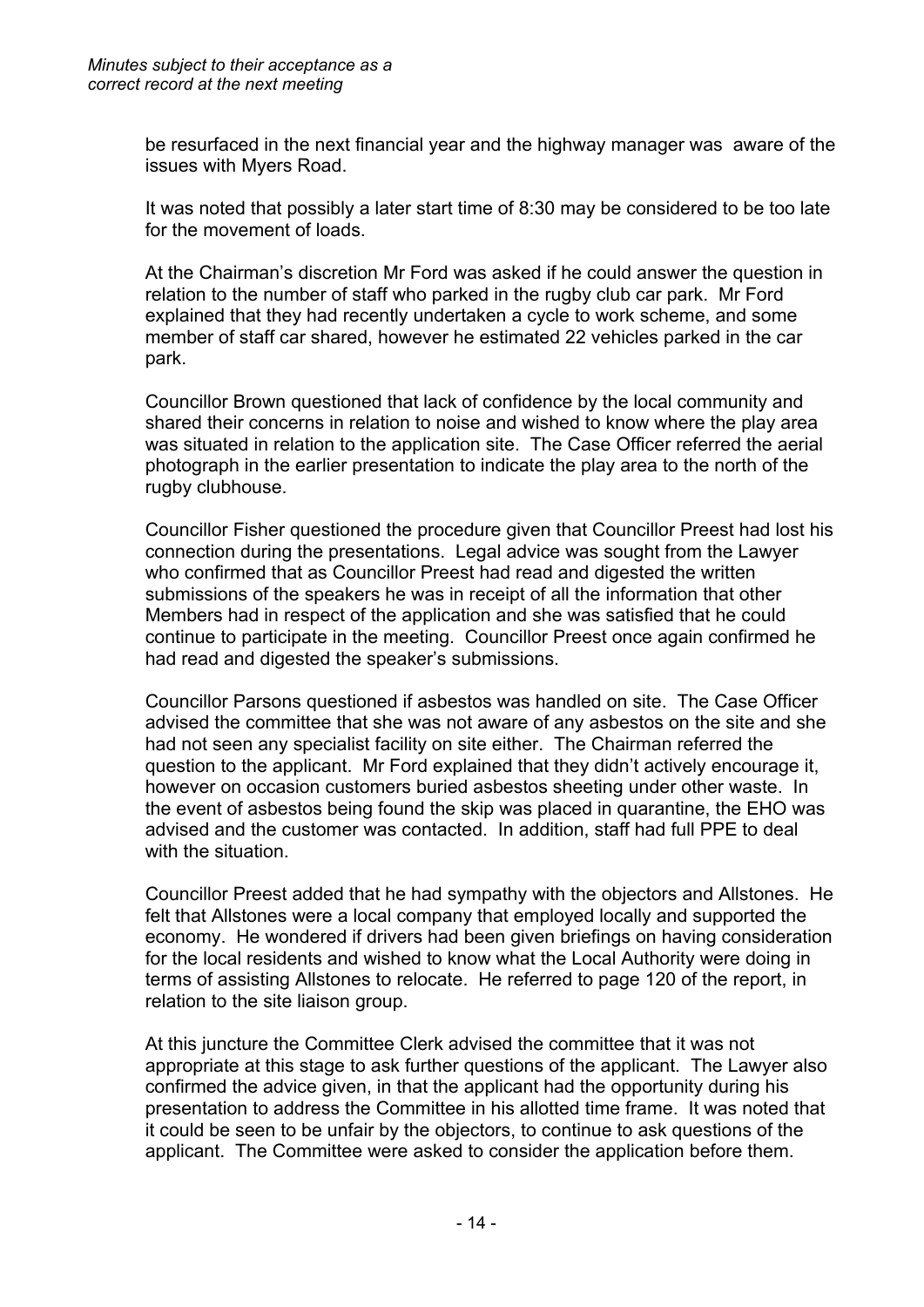be resurfaced in the next financial year and the highway manager was aware of the issues with Myers Road.

It was noted that possibly a later start time of 8:30 may be considered to be too late for the movement of loads.

At the Chairman's discretion Mr Ford was asked if he could answer the question in relation to the number of staff who parked in the rugby club car park. Mr Ford explained that they had recently undertaken a cycle to work scheme, and some member of staff car shared, however he estimated 22 vehicles parked in the car park.

Councillor Brown questioned that lack of confidence by the local community and shared their concerns in relation to noise and wished to know where the play area was situated in relation to the application site. The Case Officer referred the aerial photograph in the earlier presentation to indicate the play area to the north of the rugby clubhouse.

Councillor Fisher questioned the procedure given that Councillor Preest had lost his connection during the presentations. Legal advice was sought from the Lawyer who confirmed that as Councillor Preest had read and digested the written submissions of the speakers he was in receipt of all the information that other Members had in respect of the application and she was satisfied that he could continue to participate in the meeting. Councillor Preest once again confirmed he had read and digested the speaker's submissions.

Councillor Parsons questioned if asbestos was handled on site. The Case Officer advised the committee that she was not aware of any asbestos on the site and she had not seen any specialist facility on site either. The Chairman referred the question to the applicant. Mr Ford explained that they didn't actively encourage it, however on occasion customers buried asbestos sheeting under other waste. In the event of asbestos being found the skip was placed in quarantine, the EHO was advised and the customer was contacted. In addition, staff had full PPE to deal with the situation.

Councillor Preest added that he had sympathy with the objectors and Allstones. He felt that Allstones were a local company that employed locally and supported the economy. He wondered if drivers had been given briefings on having consideration for the local residents and wished to know what the Local Authority were doing in terms of assisting Allstones to relocate. He referred to page 120 of the report, in relation to the site liaison group.

At this juncture the Committee Clerk advised the committee that it was not appropriate at this stage to ask further questions of the applicant. The Lawyer also confirmed the advice given, in that the applicant had the opportunity during his presentation to address the Committee in his allotted time frame. It was noted that it could be seen to be unfair by the objectors, to continue to ask questions of the applicant. The Committee were asked to consider the application before them.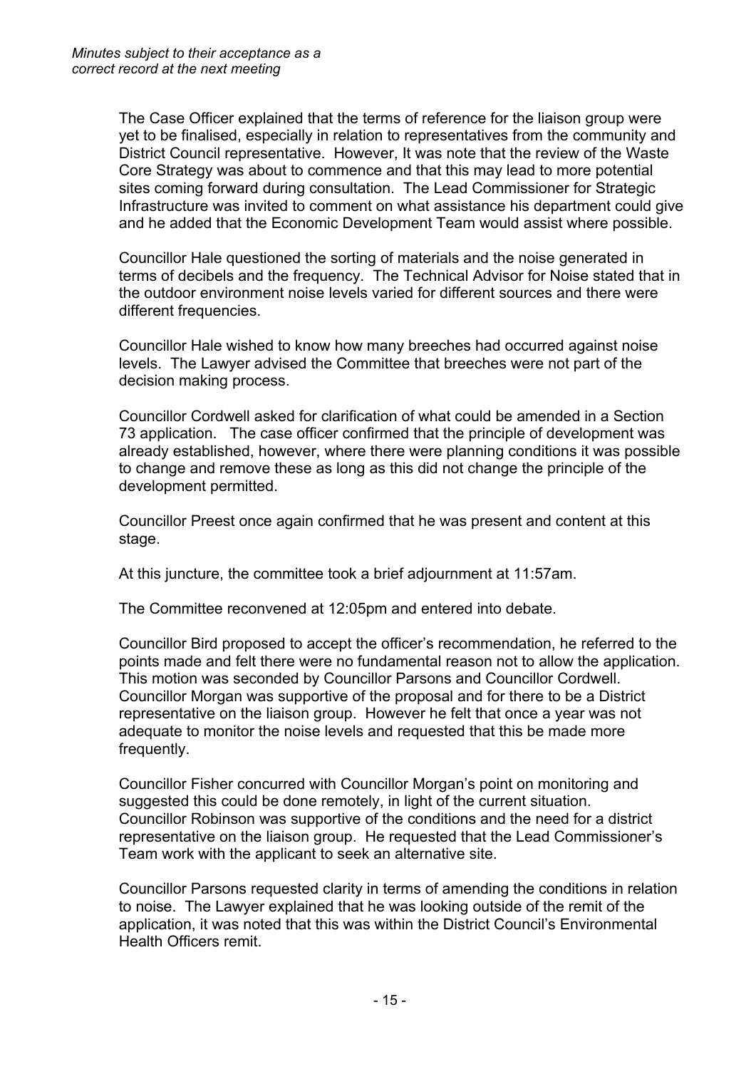The Case Officer explained that the terms of reference for the liaison group were yet to be finalised, especially in relation to representatives from the community and District Council representative. However, It was note that the review of the Waste Core Strategy was about to commence and that this may lead to more potential sites coming forward during consultation. The Lead Commissioner for Strategic Infrastructure was invited to comment on what assistance his department could give and he added that the Economic Development Team would assist where possible.

Councillor Hale questioned the sorting of materials and the noise generated in terms of decibels and the frequency. The Technical Advisor for Noise stated that in the outdoor environment noise levels varied for different sources and there were different frequencies.

Councillor Hale wished to know how many breeches had occurred against noise levels. The Lawyer advised the Committee that breeches were not part of the decision making process.

Councillor Cordwell asked for clarification of what could be amended in a Section 73 application. The case officer confirmed that the principle of development was already established, however, where there were planning conditions it was possible to change and remove these as long as this did not change the principle of the development permitted.

Councillor Preest once again confirmed that he was present and content at this stage.

At this juncture, the committee took a brief adjournment at 11:57am.

The Committee reconvened at 12:05pm and entered into debate.

Councillor Bird proposed to accept the officer's recommendation, he referred to the points made and felt there were no fundamental reason not to allow the application. This motion was seconded by Councillor Parsons and Councillor Cordwell. Councillor Morgan was supportive of the proposal and for there to be a District representative on the liaison group. However he felt that once a year was not adequate to monitor the noise levels and requested that this be made more frequently.

Councillor Fisher concurred with Councillor Morgan's point on monitoring and suggested this could be done remotely, in light of the current situation. Councillor Robinson was supportive of the conditions and the need for a district representative on the liaison group. He requested that the Lead Commissioner's Team work with the applicant to seek an alternative site.

Councillor Parsons requested clarity in terms of amending the conditions in relation to noise. The Lawyer explained that he was looking outside of the remit of the application, it was noted that this was within the District Council's Environmental Health Officers remit.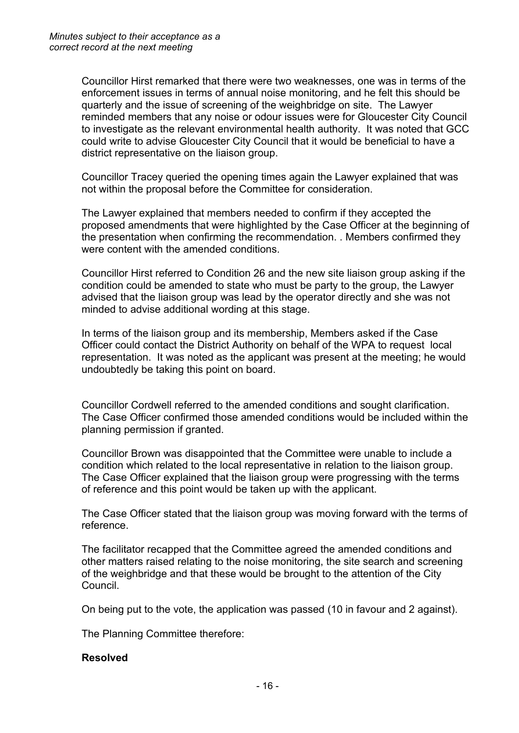Councillor Hirst remarked that there were two weaknesses, one was in terms of the enforcement issues in terms of annual noise monitoring, and he felt this should be quarterly and the issue of screening of the weighbridge on site. The Lawyer reminded members that any noise or odour issues were for Gloucester City Council to investigate as the relevant environmental health authority. It was noted that GCC could write to advise Gloucester City Council that it would be beneficial to have a district representative on the liaison group.

Councillor Tracey queried the opening times again the Lawyer explained that was not within the proposal before the Committee for consideration.

The Lawyer explained that members needed to confirm if they accepted the proposed amendments that were highlighted by the Case Officer at the beginning of the presentation when confirming the recommendation. . Members confirmed they were content with the amended conditions.

Councillor Hirst referred to Condition 26 and the new site liaison group asking if the condition could be amended to state who must be party to the group, the Lawyer advised that the liaison group was lead by the operator directly and she was not minded to advise additional wording at this stage.

In terms of the liaison group and its membership, Members asked if the Case Officer could contact the District Authority on behalf of the WPA to request local representation. It was noted as the applicant was present at the meeting; he would undoubtedly be taking this point on board.

Councillor Cordwell referred to the amended conditions and sought clarification. The Case Officer confirmed those amended conditions would be included within the planning permission if granted.

Councillor Brown was disappointed that the Committee were unable to include a condition which related to the local representative in relation to the liaison group. The Case Officer explained that the liaison group were progressing with the terms of reference and this point would be taken up with the applicant.

The Case Officer stated that the liaison group was moving forward with the terms of reference.

The facilitator recapped that the Committee agreed the amended conditions and other matters raised relating to the noise monitoring, the site search and screening of the weighbridge and that these would be brought to the attention of the City Council.

On being put to the vote, the application was passed (10 in favour and 2 against).

The Planning Committee therefore:

**Resolved**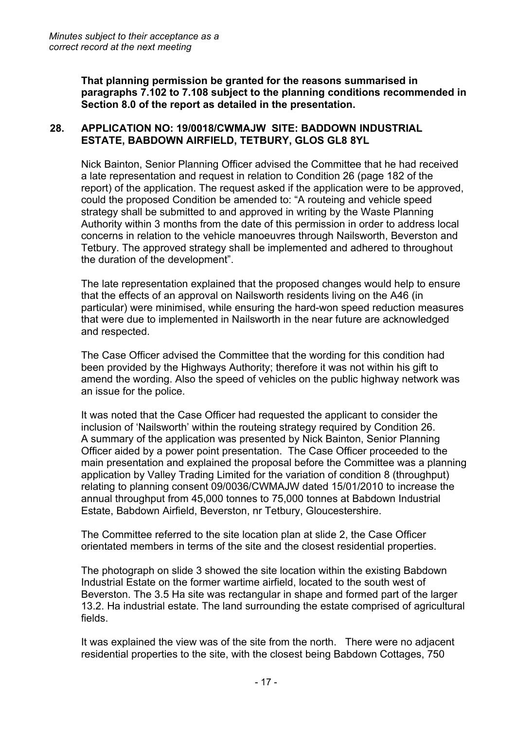**That planning permission be granted for the reasons summarised in paragraphs 7.102 to 7.108 subject to the planning conditions recommended in Section 8.0 of the report as detailed in the presentation.**

## 28. APPLICATION NO: 19/0018/CWMAJW SITE: BADDOWN INDUSTRIAL ESTATE, BABDOWN AIRFIELD, TETBURY, GLOS GL8 8YL

Nick Bainton, Senior Planning Officer advised the Committee that he had received a late representation and request in relation to Condition 26 (page 182 of the report) of the application. The request asked if the application were to be approved, could the proposed Condition be amended to: "A routeing and vehicle speed strategy shall be submitted to and approved in writing by the Waste Planning Authority within 3 months from the date of this permission in order to address local concerns in relation to the vehicle manoeuvres through Nailsworth, Beverston and Tetbury. The approved strategy shall be implemented and adhered to throughout the duration of the development".

The late representation explained that the proposed changes would help to ensure that the effects of an approval on Nailsworth residents living on the A46 (in particular) were minimised, while ensuring the hard-won speed reduction measures that were due to implemented in Nailsworth in the near future are acknowledged and respected.

The Case Officer advised the Committee that the wording for this condition had been provided by the Highways Authority; therefore it was not within his gift to amend the wording. Also the speed of vehicles on the public highway network was an issue for the police.

It was noted that the Case Officer had requested the applicant to consider the inclusion of 'Nailsworth' within the routeing strategy required by Condition 26. A summary of the application was presented by Nick Bainton, Senior Planning Officer aided by a power point presentation. The Case Officer proceeded to the main presentation and explained the proposal before the Committee was a planning application by Valley Trading Limited for the variation of condition 8 (throughput) relating to planning consent 09/0036/CWMAJW dated 15/01/2010 to increase the annual throughput from 45,000 tonnes to 75,000 tonnes at Babdown Industrial Estate, Babdown Airfield, Beverston, nr Tetbury, Gloucestershire.

The Committee referred to the site location plan at slide 2, the Case Officer orientated members in terms of the site and the closest residential properties.

The photograph on slide 3 showed the site location within the existing Babdown Industrial Estate on the former wartime airfield, located to the south west of Beverston. The 3.5 Ha site was rectangular in shape and formed part of the larger 13.2. Ha industrial estate. The land surrounding the estate comprised of agricultural fields.

It was explained the view was of the site from the north. There were no adjacent residential properties to the site, with the closest being Babdown Cottages, 750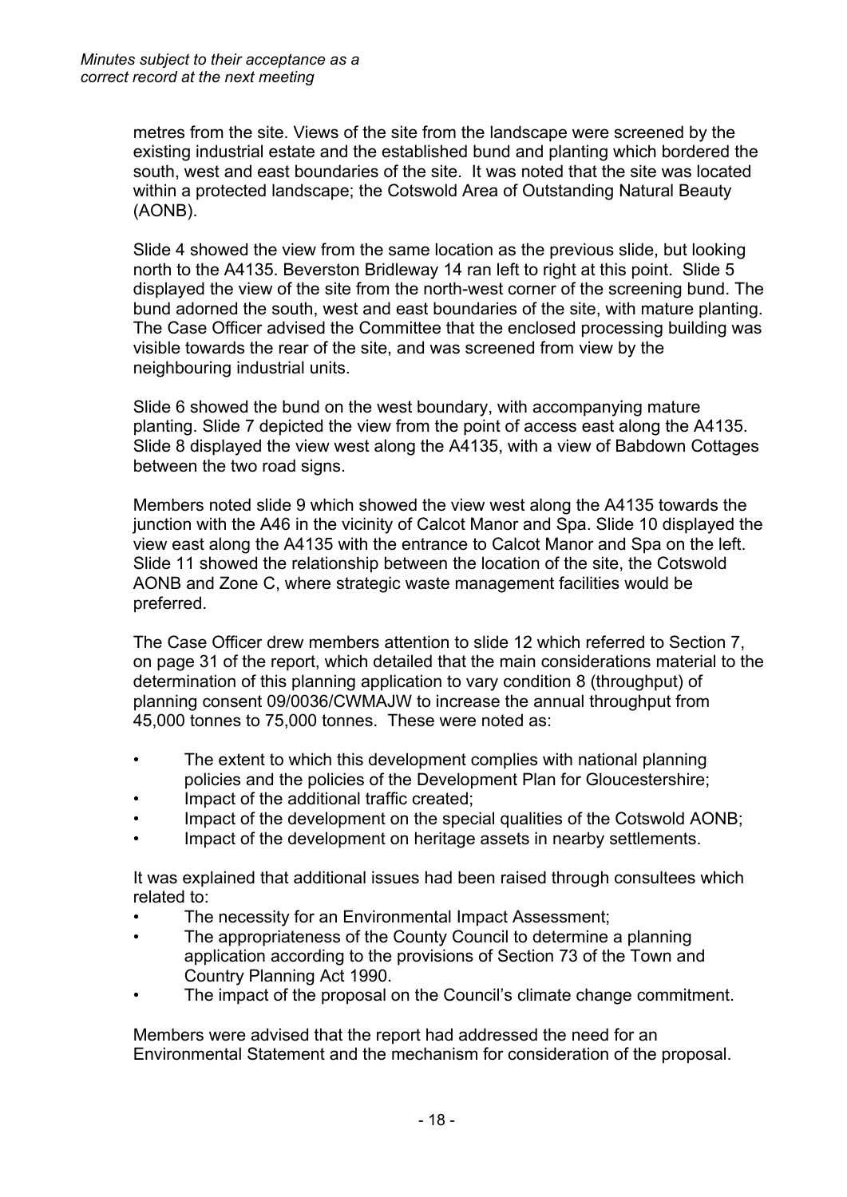metres from the site. Views of the site from the landscape were screened by the existing industrial estate and the established bund and planting which bordered the south, west and east boundaries of the site. It was noted that the site was located within a protected landscape; the Cotswold Area of Outstanding Natural Beauty (AONB).

Slide 4 showed the view from the same location as the previous slide, but looking north to the A4135. Beverston Bridleway 14 ran left to right at this point. Slide 5 displayed the view of the site from the north-west corner of the screening bund. The bund adorned the south, west and east boundaries of the site, with mature planting. The Case Officer advised the Committee that the enclosed processing building was visible towards the rear of the site, and was screened from view by the neighbouring industrial units.

Slide 6 showed the bund on the west boundary, with accompanying mature planting. Slide 7 depicted the view from the point of access east along the A4135. Slide 8 displayed the view west along the A4135, with a view of Babdown Cottages between the two road signs.

Members noted slide 9 which showed the view west along the A4135 towards the junction with the A46 in the vicinity of Calcot Manor and Spa. Slide 10 displayed the view east along the A4135 with the entrance to Calcot Manor and Spa on the left. Slide 11 showed the relationship between the location of the site, the Cotswold AONB and Zone C, where strategic waste management facilities would be preferred.

The Case Officer drew members attention to slide 12 which referred to Section 7, on page 31 of the report, which detailed that the main considerations material to the determination of this planning application to vary condition 8 (throughput) of planning consent 09/0036/CWMAJW to increase the annual throughput from 45,000 tonnes to 75,000 tonnes. These were noted as:

- The extent to which this development complies with national planning policies and the policies of the Development Plan for Gloucestershire;
- Impact of the additional traffic created;
- Impact of the development on the special qualities of the Cotswold AONB;
- Impact of the development on heritage assets in nearby settlements.

It was explained that additional issues had been raised through consultees which related to:

- The necessity for an Environmental Impact Assessment;
- The appropriateness of the County Council to determine a planning application according to the provisions of Section 73 of the Town and Country Planning Act 1990.
- The impact of the proposal on the Council's climate change commitment.

Members were advised that the report had addressed the need for an Environmental Statement and the mechanism for consideration of the proposal.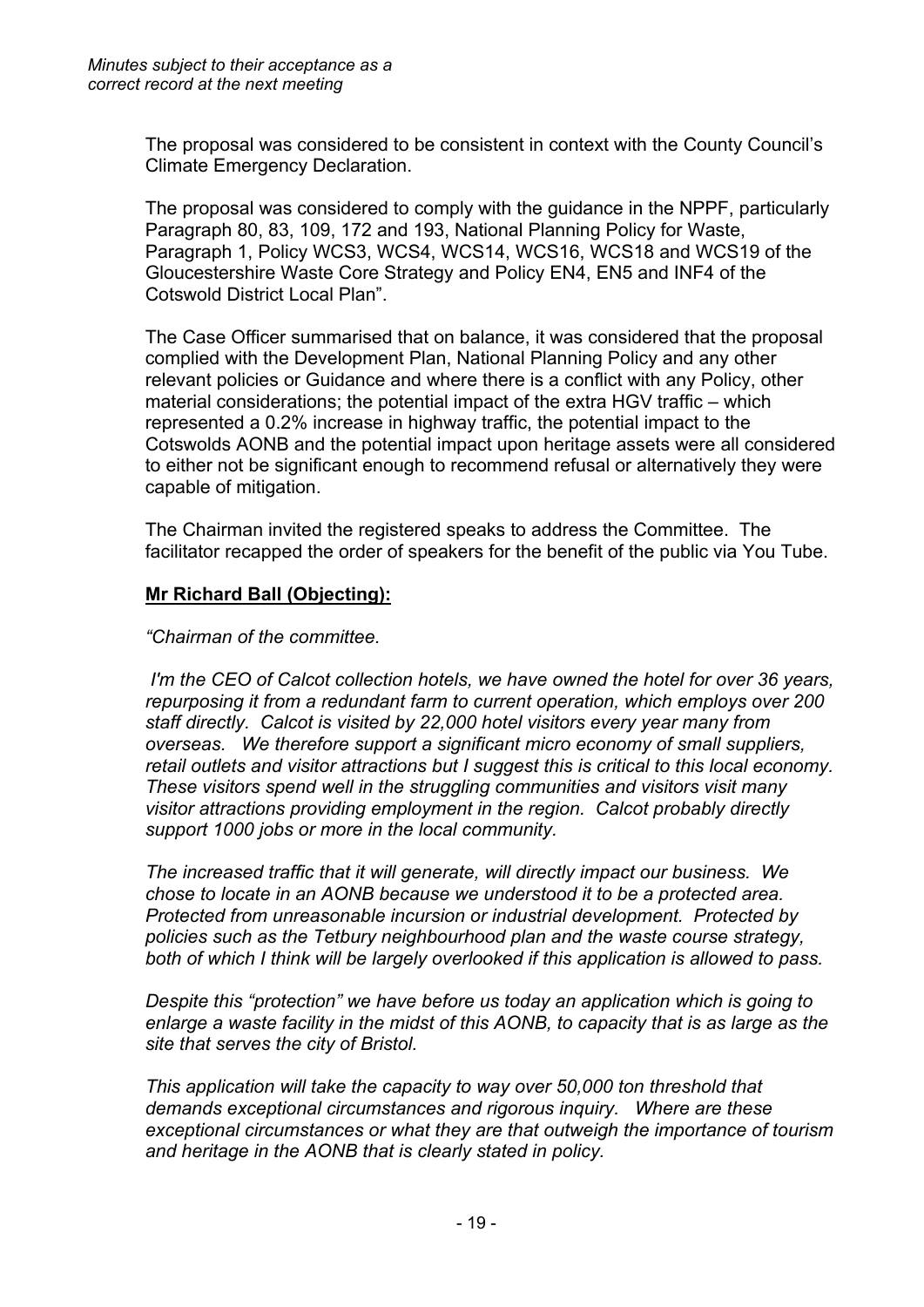*Minutes subject to their acceptance as a correct record at the next meeting*

The proposal was considered to be consistent in context with the County Council's Climate Emergency Declaration.

The proposal was considered to comply with the guidance in the NPPF, particularly Paragraph 80, 83, 109, 172 and 193, National Planning Policy for Waste, Paragraph 1, Policy WCS3, WCS4, WCS14, WCS16, WCS18 and WCS19 of the Gloucestershire Waste Core Strategy and Policy EN4, EN5 and INF4 of the Cotswold District Local Plan".

The Case Officer summarised that on balance, it was considered that the proposal complied with the Development Plan, National Planning Policy and any other relevant policies or Guidance and where there is a conflict with any Policy, other material considerations; the potential impact of the extra HGV traffic – which represented a 0.2% increase in highway traffic, the potential impact to the Cotswolds AONB and the potential impact upon heritage assets were all considered to either not be significant enough to recommend refusal or alternatively they were capable of mitigation.

The Chairman invited the registered speaks to address the Committee. The facilitator recapped the order of speakers for the benefit of the public via You Tube.

**Mr Richard Ball (Objecting):**

*"Chairman of the committee.*

*I'm the CEO of Calcot collection hotels, we have owned the hotel for over 36 years, repurposing it from a redundant farm to current operation, which employs over 200 staff directly. Calcot is visited by 22,000 hotel visitors every year many from overseas. We therefore support a significant micro economy of small suppliers, retail outlets and visitor attractions but I suggest this is critical to this local economy. These visitors spend well in the struggling communities and visitors visit many visitor attractions providing employment in the region. Calcot probably directly support 1000 jobs or more in the local community.*

*The increased traffic that it will generate, will directly impact our business. We chose to locate in an AONB because we understood it to be a protected area. Protected from unreasonable incursion or industrial development. Protected by policies such as the Tetbury neighbourhood plan and the waste course strategy, both of which I think will be largely overlooked if this application is allowed to pass.*

*Despite this "protection" we have before us today an application which is going to enlarge a waste facility in the midst of this AONB, to capacity that is as large as the site that serves the city of Bristol.*

*This application will take the capacity to way over 50,000 ton threshold that demands exceptional circumstances and rigorous inquiry. Where are these exceptional circumstances or what they are that outweigh the importance of tourism and heritage in the AONB that is clearly stated in policy.*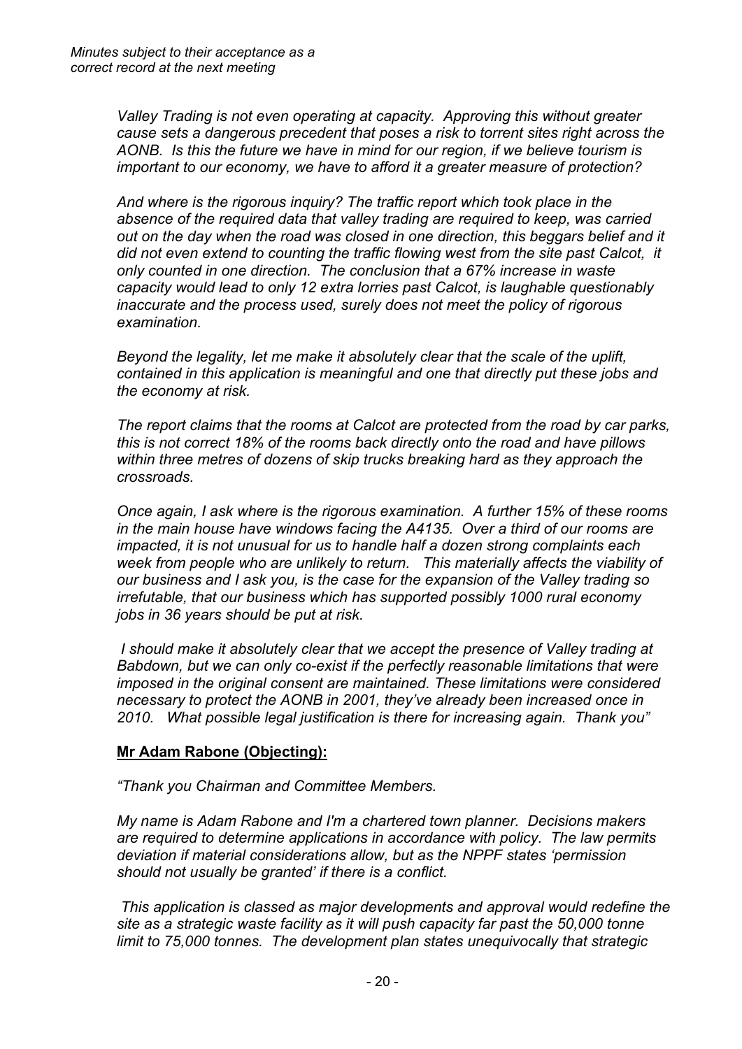*Valley Trading is not even operating at capacity. Approving this without greater cause sets a dangerous precedent that poses a risk to torrent sites right across the AONB. Is this the future we have in mind for our region, if we believe tourism is important to our economy, we have to afford it a greater measure of protection?*

*And where is the rigorous inquiry? The traffic report which took place in the absence of the required data that valley trading are required to keep, was carried out on the day when the road was closed in one direction, this beggars belief and it did not even extend to counting the traffic flowing west from the site past Calcot, it only counted in one direction. The conclusion that a 67% increase in waste capacity would lead to only 12 extra lorries past Calcot, is laughable questionably inaccurate and the process used, surely does not meet the policy of rigorous examination.*

*Beyond the legality, let me make it absolutely clear that the scale of the uplift, contained in this application is meaningful and one that directly put these jobs and the economy at risk.*

*The report claims that the rooms at Calcot are protected from the road by car parks, this is not correct 18% of the rooms back directly onto the road and have pillows within three metres of dozens of skip trucks breaking hard as they approach the crossroads.*

*Once again, I ask where is the rigorous examination. A further 15% of these rooms in the main house have windows facing the A4135. Over a third of our rooms are impacted, it is not unusual for us to handle half a dozen strong complaints each week from people who are unlikely to return. This materially affects the viability of our business and I ask you, is the case for the expansion of the Valley trading so irrefutable, that our business which has supported possibly 1000 rural economy jobs in 36 years should be put at risk.*

*I should make it absolutely clear that we accept the presence of Valley trading at Babdown, but we can only co-exist if the perfectly reasonable limitations that were imposed in the original consent are maintained. These limitations were considered necessary to protect the AONB in 2001, they've already been increased once in 2010. What possible legal justification is there for increasing again. Thank you"*

**Mr Adam Rabone (Objecting):**

*"Thank you Chairman and Committee Members.*

*My name is Adam Rabone and I'm a chartered town planner. Decisions makers are required to determine applications in accordance with policy. The law permits deviation if material considerations allow, but as the NPPF states 'permission should not usually be granted' if there is a conflict.*

*This application is classed as major developments and approval would redefine the site as a strategic waste facility as it will push capacity far past the 50,000 tonne limit to 75,000 tonnes. The development plan states unequivocally that strategic*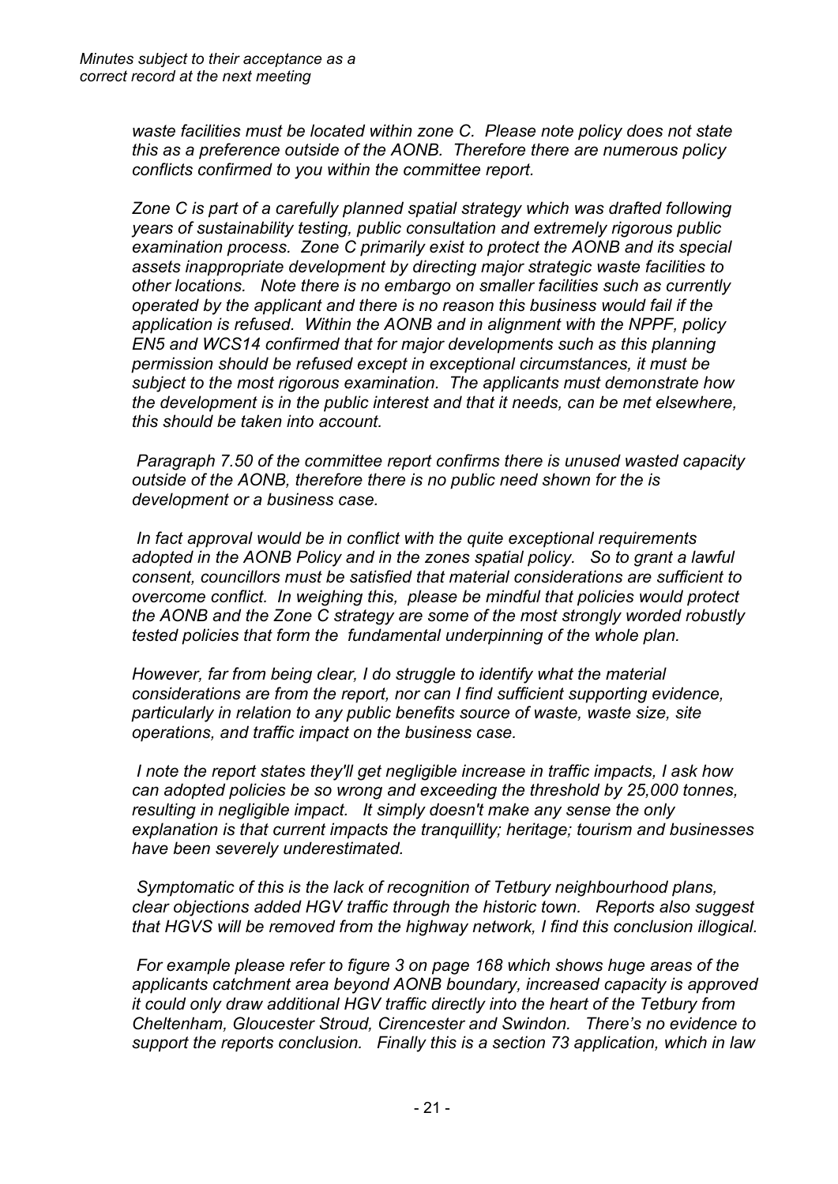*waste facilities must be located within zone C. Please note policy does not state this as a preference outside of the AONB. Therefore there are numerous policy conflicts confirmed to you within the committee report.*

*Zone C is part of a carefully planned spatial strategy which was drafted following years of sustainability testing, public consultation and extremely rigorous public examination process. Zone C primarily exist to protect the AONB and its special assets inappropriate development by directing major strategic waste facilities to other locations. Note there is no embargo on smaller facilities such as currently operated by the applicant and there is no reason this business would fail if the application is refused. Within the AONB and in alignment with the NPPF, policy EN5 and WCS14 confirmed that for major developments such as this planning permission should be refused except in exceptional circumstances, it must be subject to the most rigorous examination. The applicants must demonstrate how the development is in the public interest and that it needs, can be met elsewhere, this should be taken into account.*

*Paragraph 7.50 of the committee report confirms there is unused wasted capacity outside of the AONB, therefore there is no public need shown for the is development or a business case.*

*In fact approval would be in conflict with the quite exceptional requirements adopted in the AONB Policy and in the zones spatial policy. So to grant a lawful consent, councillors must be satisfied that material considerations are sufficient to overcome conflict. In weighing this, please be mindful that policies would protect the AONB and the Zone C strategy are some of the most strongly worded robustly tested policies that form the fundamental underpinning of the whole plan.*

*However, far from being clear, I do struggle to identify what the material considerations are from the report, nor can I find sufficient supporting evidence, particularly in relation to any public benefits source of waste, waste size, site operations, and traffic impact on the business case.*

*I note the report states they'll get negligible increase in traffic impacts, I ask how can adopted policies be so wrong and exceeding the threshold by 25,000 tonnes, resulting in negligible impact. It simply doesn't make any sense the only explanation is that current impacts the tranquillity; heritage; tourism and businesses have been severely underestimated.*

*Symptomatic of this is the lack of recognition of Tetbury neighbourhood plans, clear objections added HGV traffic through the historic town. Reports also suggest that HGVS will be removed from the highway network, I find this conclusion illogical.*

*For example please refer to figure 3 on page 168 which shows huge areas of the applicants catchment area beyond AONB boundary, increased capacity is approved it could only draw additional HGV traffic directly into the heart of the Tetbury from Cheltenham, Gloucester Stroud, Cirencester and Swindon. There's no evidence to support the reports conclusion. Finally this is a section 73 application, which in law*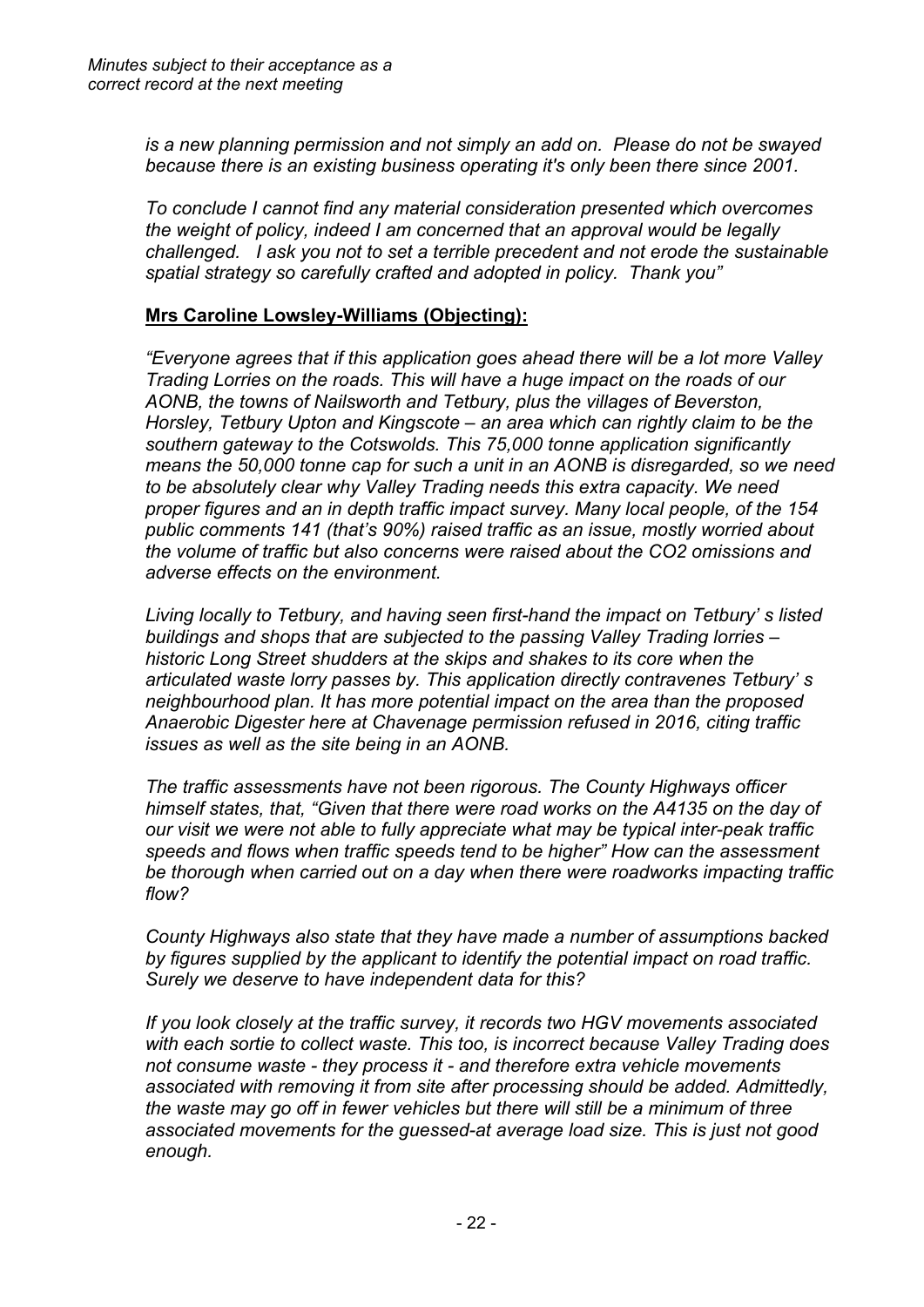*is a new planning permission and not simply an add on. Please do not be swayed because there is an existing business operating it's only been there since 2001.*

*To conclude I cannot find any material consideration presented which overcomes the weight of policy, indeed I am concerned that an approval would be legally challenged. I ask you not to set a terrible precedent and not erode the sustainable spatial strategy so carefully crafted and adopted in policy. Thank you"*

**Mrs Caroline Lowsley-Williams (Objecting):**

*"Everyone agrees that if this application goes ahead there will be a lot more Valley Trading Lorries on the roads. This will have a huge impact on the roads of our AONB, the towns of Nailsworth and Tetbury, plus the villages of Beverston, Horsley, Tetbury Upton and Kingscote – an area which can rightly claim to be the southern gateway to the Cotswolds. This 75,000 tonne application significantly means the 50,000 tonne cap for such a unit in an AONB is disregarded, so we need to be absolutely clear why Valley Trading needs this extra capacity. We need proper figures and an in depth traffic impact survey. Many local people, of the 154 public comments 141 (that's 90%) raised traffic as an issue, mostly worried about the volume of traffic but also concerns were raised about the CO2 omissions and adverse effects on the environment.*

*Living locally to Tetbury, and having seen first-hand the impact on Tetbury' s listed buildings and shops that are subjected to the passing Valley Trading lorries – historic Long Street shudders at the skips and shakes to its core when the articulated waste lorry passes by. This application directly contravenes Tetbury' s neighbourhood plan. It has more potential impact on the area than the proposed Anaerobic Digester here at Chavenage permission refused in 2016, citing traffic issues as well as the site being in an AONB.*

*The traffic assessments have not been rigorous. The County Highways officer himself states, that, "Given that there were road works on the A4135 on the day of our visit we were not able to fully appreciate what may be typical inter-peak traffic speeds and flows when traffic speeds tend to be higher" How can the assessment be thorough when carried out on a day when there were roadworks impacting traffic flow?*

*County Highways also state that they have made a number of assumptions backed by figures supplied by the applicant to identify the potential impact on road traffic. Surely we deserve to have independent data for this?*

*If you look closely at the traffic survey, it records two HGV movements associated with each sortie to collect waste. This too, is incorrect because Valley Trading does not consume waste - they process it - and therefore extra vehicle movements associated with removing it from site after processing should be added. Admittedly, the waste may go off in fewer vehicles but there will still be a minimum of three associated movements for the guessed-at average load size. This is just not good enough.*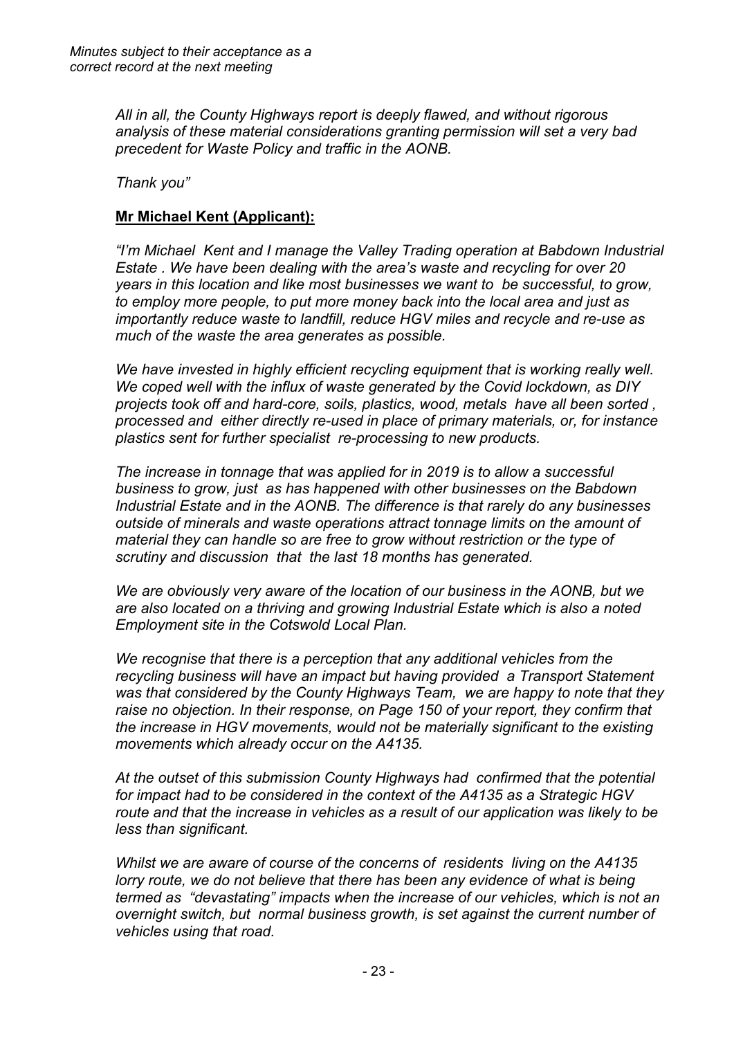*All in all, the County Highways report is deeply flawed, and without rigorous analysis of these material considerations granting permission will set a very bad precedent for Waste Policy and traffic in the AONB.*

*Thank you"*

**Mr Michael Kent (Applicant):**

*"I'm Michael Kent and I manage the Valley Trading operation at Babdown Industrial Estate . We have been dealing with the area's waste and recycling for over 20 years in this location and like most businesses we want to be successful, to grow, to employ more people, to put more money back into the local area and just as importantly reduce waste to landfill, reduce HGV miles and recycle and re-use as much of the waste the area generates as possible.*

*We have invested in highly efficient recycling equipment that is working really well. We coped well with the influx of waste generated by the Covid lockdown, as DIY projects took off and hard-core, soils, plastics, wood, metals have all been sorted , processed and either directly re-used in place of primary materials, or, for instance plastics sent for further specialist re-processing to new products.*

*The increase in tonnage that was applied for in 2019 is to allow a successful business to grow, just as has happened with other businesses on the Babdown Industrial Estate and in the AONB. The difference is that rarely do any businesses outside of minerals and waste operations attract tonnage limits on the amount of material they can handle so are free to grow without restriction or the type of scrutiny and discussion that the last 18 months has generated.*

*We are obviously very aware of the location of our business in the AONB, but we are also located on a thriving and growing Industrial Estate which is also a noted Employment site in the Cotswold Local Plan.*

*We recognise that there is a perception that any additional vehicles from the recycling business will have an impact but having provided a Transport Statement was that considered by the County Highways Team, we are happy to note that they raise no objection. In their response, on Page 150 of your report, they confirm that the increase in HGV movements, would not be materially significant to the existing movements which already occur on the A4135.*

*At the outset of this submission County Highways had confirmed that the potential for impact had to be considered in the context of the A4135 as a Strategic HGV route and that the increase in vehicles as a result of our application was likely to be less than significant.*

*Whilst we are aware of course of the concerns of residents living on the A4135 lorry route, we do not believe that there has been any evidence of what is being termed as "devastating" impacts when the increase of our vehicles, which is not an overnight switch, but normal business growth, is set against the current number of vehicles using that road.*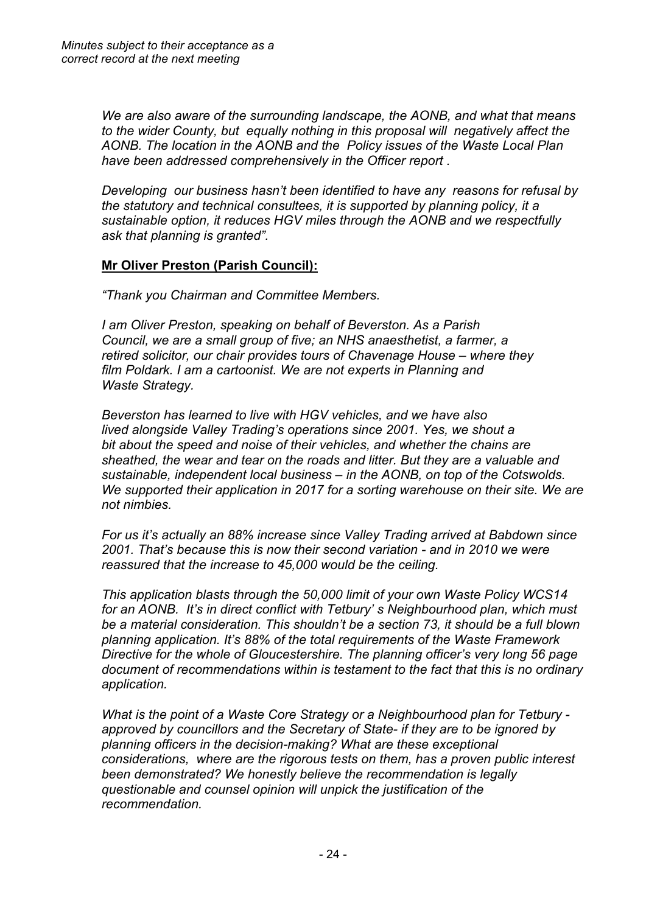*We are also aware of the surrounding landscape, the AONB, and what that means to the wider County, but equally nothing in this proposal will negatively affect the AONB. The location in the AONB and the Policy issues of the Waste Local Plan have been addressed comprehensively in the Officer report .*

*Developing our business hasn't been identified to have any reasons for refusal by the statutory and technical consultees, it is supported by planning policy, it a sustainable option, it reduces HGV miles through the AONB and we respectfully ask that planning is granted".*

**Mr Oliver Preston (Parish Council):**

*"Thank you Chairman and Committee Members.*

*I am Oliver Preston, speaking on behalf of Beverston. As a Parish Council, we are a small group of five; an NHS anaesthetist, a farmer, a retired solicitor, our chair provides tours of Chavenage House – where they film Poldark. I am a cartoonist. We are not experts in Planning and Waste Strategy.*

*Beverston has learned to live with HGV vehicles, and we have also lived alongside Valley Trading's operations since 2001. Yes, we shout a bit about the speed and noise of their vehicles, and whether the chains are sheathed, the wear and tear on the roads and litter. But they are a valuable and sustainable, independent local business – in the AONB, on top of the Cotswolds. We supported their application in 2017 for a sorting warehouse on their site. We are not nimbies.*

*For us it's actually an 88% increase since Valley Trading arrived at Babdown since 2001. That's because this is now their second variation - and in 2010 we were reassured that the increase to 45,000 would be the ceiling.*

*This application blasts through the 50,000 limit of your own Waste Policy WCS14 for an AONB. It's in direct conflict with Tetbury' s Neighbourhood plan, which must be a material consideration. This shouldn't be a section 73, it should be a full blown planning application. It's 88% of the total requirements of the Waste Framework Directive for the whole of Gloucestershire. The planning officer's very long 56 page document of recommendations within is testament to the fact that this is no ordinary application.*

*What is the point of a Waste Core Strategy or a Neighbourhood plan for Tetbury - approved by councillors and the Secretary of State- if they are to be ignored by planning officers in the decision-making? What are these exceptional considerations, where are the rigorous tests on them, has a proven public interest been demonstrated? We honestly believe the recommendation is legally questionable and counsel opinion will unpick the justification of the recommendation.*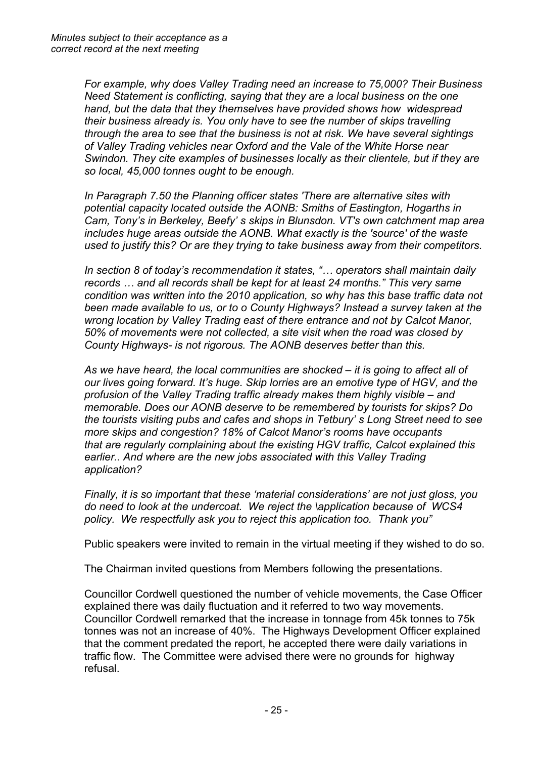*Minutes subject to their acceptance as a correct record at the next meeting*

*For example, why does Valley Trading need an increase to 75,000? Their Business Need Statement is conflicting, saying that they are a local business on the one hand, but the data that they themselves have provided shows how widespread their business already is. You only have to see the number of skips travelling through the area to see that the business is not at risk. We have several sightings of Valley Trading vehicles near Oxford and the Vale of the White Horse near Swindon. They cite examples of businesses locally as their clientele, but if they are so local, 45,000 tonnes ought to be enough.*

*In Paragraph 7.50 the Planning officer states 'There are alternative sites with potential capacity located outside the AONB: Smiths of Eastington, Hogarths in Cam, Tony's in Berkeley, Beefy' s skips in Blunsdon. VT's own catchment map area includes huge areas outside the AONB. What exactly is the 'source' of the waste used to justify this? Or are they trying to take business away from their competitors.*

*In section 8 of today's recommendation it states, "… operators shall maintain daily records … and all records shall be kept for at least 24 months." This very same condition was written into the 2010 application, so why has this base traffic data not been made available to us, or to o County Highways? Instead a survey taken at the wrong location by Valley Trading east of there entrance and not by Calcot Manor, 50% of movements were not collected, a site visit when the road was closed by County Highways- is not rigorous. The AONB deserves better than this.*

*As we have heard, the local communities are shocked – it is going to affect all of our lives going forward. It's huge. Skip lorries are an emotive type of HGV, and the profusion of the Valley Trading traffic already makes them highly visible – and memorable. Does our AONB deserve to be remembered by tourists for skips? Do the tourists visiting pubs and cafes and shops in Tetbury' s Long Street need to see more skips and congestion? 18% of Calcot Manor's rooms have occupants that are regularly complaining about the existing HGV traffic, Calcot explained this earlier.. And where are the new jobs associated with this Valley Trading application?*

*Finally, it is so important that these 'material considerations' are not just gloss, you do need to look at the undercoat. We reject the \application because of WCS4 policy. We respectfully ask you to reject this application too. Thank you"*

Public speakers were invited to remain in the virtual meeting if they wished to do so.

The Chairman invited questions from Members following the presentations.

Councillor Cordwell questioned the number of vehicle movements, the Case Officer explained there was daily fluctuation and it referred to two way movements. Councillor Cordwell remarked that the increase in tonnage from 45k tonnes to 75k tonnes was not an increase of 40%. The Highways Development Officer explained that the comment predated the report, he accepted there were daily variations in traffic flow. The Committee were advised there were no grounds for highway refusal.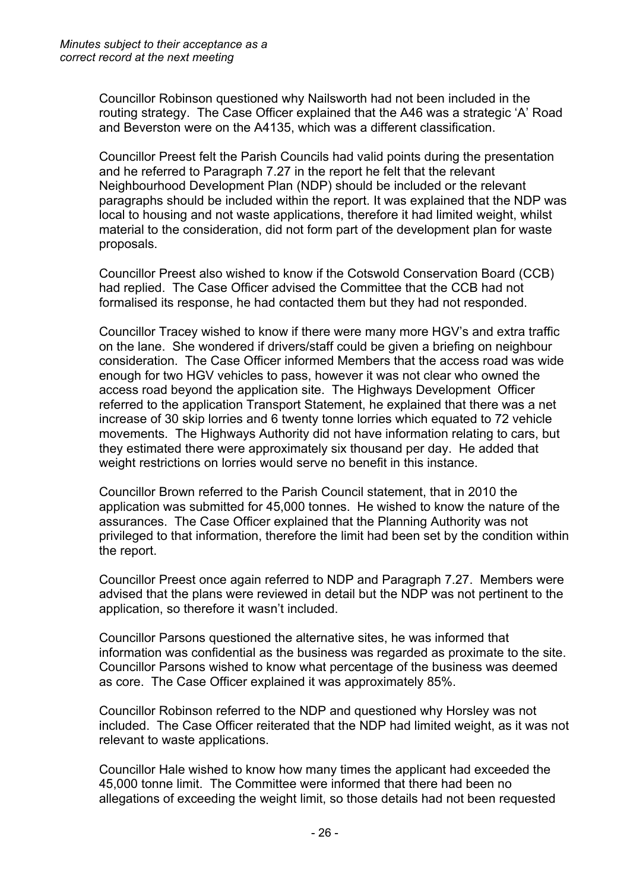Councillor Robinson questioned why Nailsworth had not been included in the routing strategy. The Case Officer explained that the A46 was a strategic 'A' Road and Beverston were on the A4135, which was a different classification.

Councillor Preest felt the Parish Councils had valid points during the presentation and he referred to Paragraph 7.27 in the report he felt that the relevant Neighbourhood Development Plan (NDP) should be included or the relevant paragraphs should be included within the report. It was explained that the NDP was local to housing and not waste applications, therefore it had limited weight, whilst material to the consideration, did not form part of the development plan for waste proposals.

Councillor Preest also wished to know if the Cotswold Conservation Board (CCB) had replied. The Case Officer advised the Committee that the CCB had not formalised its response, he had contacted them but they had not responded.

Councillor Tracey wished to know if there were many more HGV's and extra traffic on the lane. She wondered if drivers/staff could be given a briefing on neighbour consideration. The Case Officer informed Members that the access road was wide enough for two HGV vehicles to pass, however it was not clear who owned the access road beyond the application site. The Highways Development Officer referred to the application Transport Statement, he explained that there was a net increase of 30 skip lorries and 6 twenty tonne lorries which equated to 72 vehicle movements. The Highways Authority did not have information relating to cars, but they estimated there were approximately six thousand per day. He added that weight restrictions on lorries would serve no benefit in this instance.

Councillor Brown referred to the Parish Council statement, that in 2010 the application was submitted for 45,000 tonnes. He wished to know the nature of the assurances. The Case Officer explained that the Planning Authority was not privileged to that information, therefore the limit had been set by the condition within the report.

Councillor Preest once again referred to NDP and Paragraph 7.27. Members were advised that the plans were reviewed in detail but the NDP was not pertinent to the application, so therefore it wasn't included.

Councillor Parsons questioned the alternative sites, he was informed that information was confidential as the business was regarded as proximate to the site. Councillor Parsons wished to know what percentage of the business was deemed as core. The Case Officer explained it was approximately 85%.

Councillor Robinson referred to the NDP and questioned why Horsley was not included. The Case Officer reiterated that the NDP had limited weight, as it was not relevant to waste applications.

Councillor Hale wished to know how many times the applicant had exceeded the 45,000 tonne limit. The Committee were informed that there had been no allegations of exceeding the weight limit, so those details had not been requested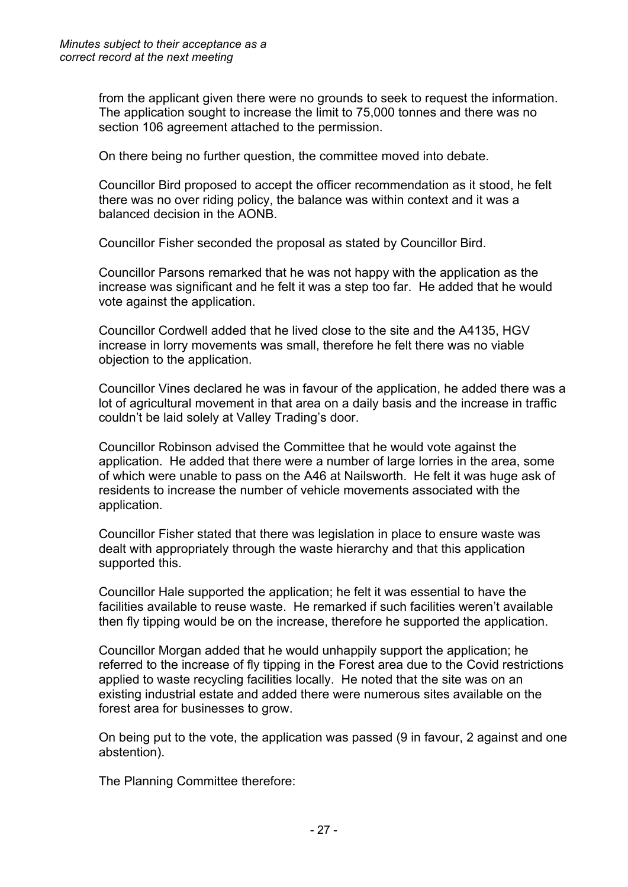from the applicant given there were no grounds to seek to request the information. The application sought to increase the limit to 75,000 tonnes and there was no section 106 agreement attached to the permission.

On there being no further question, the committee moved into debate.

Councillor Bird proposed to accept the officer recommendation as it stood, he felt there was no over riding policy, the balance was within context and it was a balanced decision in the AONB.

Councillor Fisher seconded the proposal as stated by Councillor Bird.

Councillor Parsons remarked that he was not happy with the application as the increase was significant and he felt it was a step too far. He added that he would vote against the application.

Councillor Cordwell added that he lived close to the site and the A4135, HGV increase in lorry movements was small, therefore he felt there was no viable objection to the application.

Councillor Vines declared he was in favour of the application, he added there was a lot of agricultural movement in that area on a daily basis and the increase in traffic couldn't be laid solely at Valley Trading's door.

Councillor Robinson advised the Committee that he would vote against the application. He added that there were a number of large lorries in the area, some of which were unable to pass on the A46 at Nailsworth. He felt it was huge ask of residents to increase the number of vehicle movements associated with the application.

Councillor Fisher stated that there was legislation in place to ensure waste was dealt with appropriately through the waste hierarchy and that this application supported this.

Councillor Hale supported the application; he felt it was essential to have the facilities available to reuse waste. He remarked if such facilities weren't available then fly tipping would be on the increase, therefore he supported the application.

Councillor Morgan added that he would unhappily support the application; he referred to the increase of fly tipping in the Forest area due to the Covid restrictions applied to waste recycling facilities locally. He noted that the site was on an existing industrial estate and added there were numerous sites available on the forest area for businesses to grow.

On being put to the vote, the application was passed (9 in favour, 2 against and one abstention).

The Planning Committee therefore: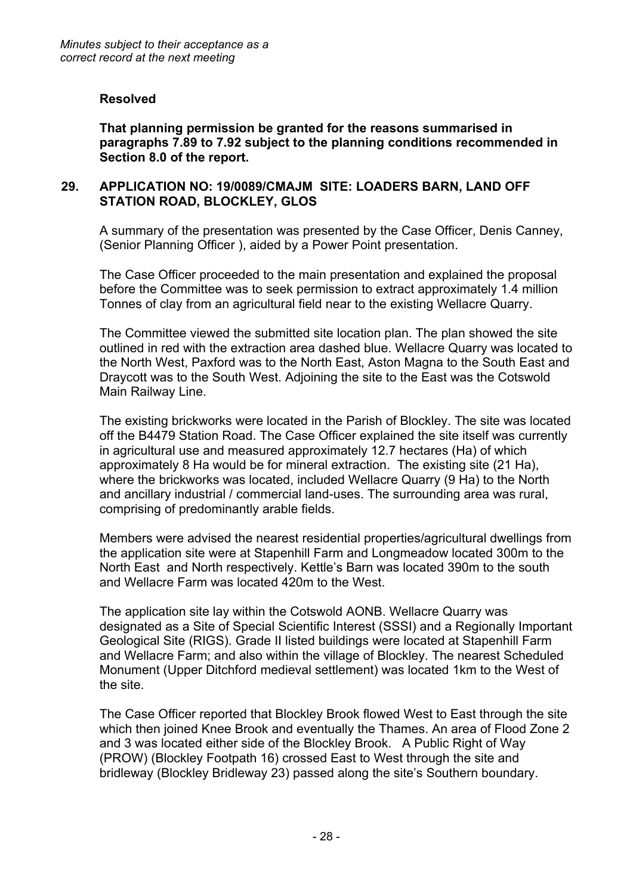*Minutes subject to their acceptance as a correct record at the next meeting*

**Resolved**

**That planning permission be granted for the reasons summarised in paragraphs 7.89 to 7.92 subject to the planning conditions recommended in Section 8.0 of the report.**

## 29. APPLICATION NO: 19/0089/CMAJM SITE: LOADERS BARN, LAND OFF STATION ROAD, BLOCKLEY, GLOS

A summary of the presentation was presented by the Case Officer, Denis Canney, (Senior Planning Officer ), aided by a Power Point presentation.

The Case Officer proceeded to the main presentation and explained the proposal before the Committee was to seek permission to extract approximately 1.4 million Tonnes of clay from an agricultural field near to the existing Wellacre Quarry.

The Committee viewed the submitted site location plan. The plan showed the site outlined in red with the extraction area dashed blue. Wellacre Quarry was located to the North West, Paxford was to the North East, Aston Magna to the South East and Draycott was to the South West. Adjoining the site to the East was the Cotswold Main Railway Line.

The existing brickworks were located in the Parish of Blockley. The site was located off the B4479 Station Road. The Case Officer explained the site itself was currently in agricultural use and measured approximately 12.7 hectares (Ha) of which approximately 8 Ha would be for mineral extraction. The existing site (21 Ha), where the brickworks was located, included Wellacre Quarry (9 Ha) to the North and ancillary industrial / commercial land-uses. The surrounding area was rural, comprising of predominantly arable fields.

Members were advised the nearest residential properties/agricultural dwellings from the application site were at Stapenhill Farm and Longmeadow located 300m to the North East and North respectively. Kettle's Barn was located 390m to the south and Wellacre Farm was located 420m to the West.

The application site lay within the Cotswold AONB. Wellacre Quarry was designated as a Site of Special Scientific Interest (SSSI) and a Regionally Important Geological Site (RIGS). Grade II listed buildings were located at Stapenhill Farm and Wellacre Farm; and also within the village of Blockley. The nearest Scheduled Monument (Upper Ditchford medieval settlement) was located 1km to the West of the site.

The Case Officer reported that Blockley Brook flowed West to East through the site which then joined Knee Brook and eventually the Thames. An area of Flood Zone 2 and 3 was located either side of the Blockley Brook. A Public Right of Way (PROW) (Blockley Footpath 16) crossed East to West through the site and bridleway (Blockley Bridleway 23) passed along the site's Southern boundary.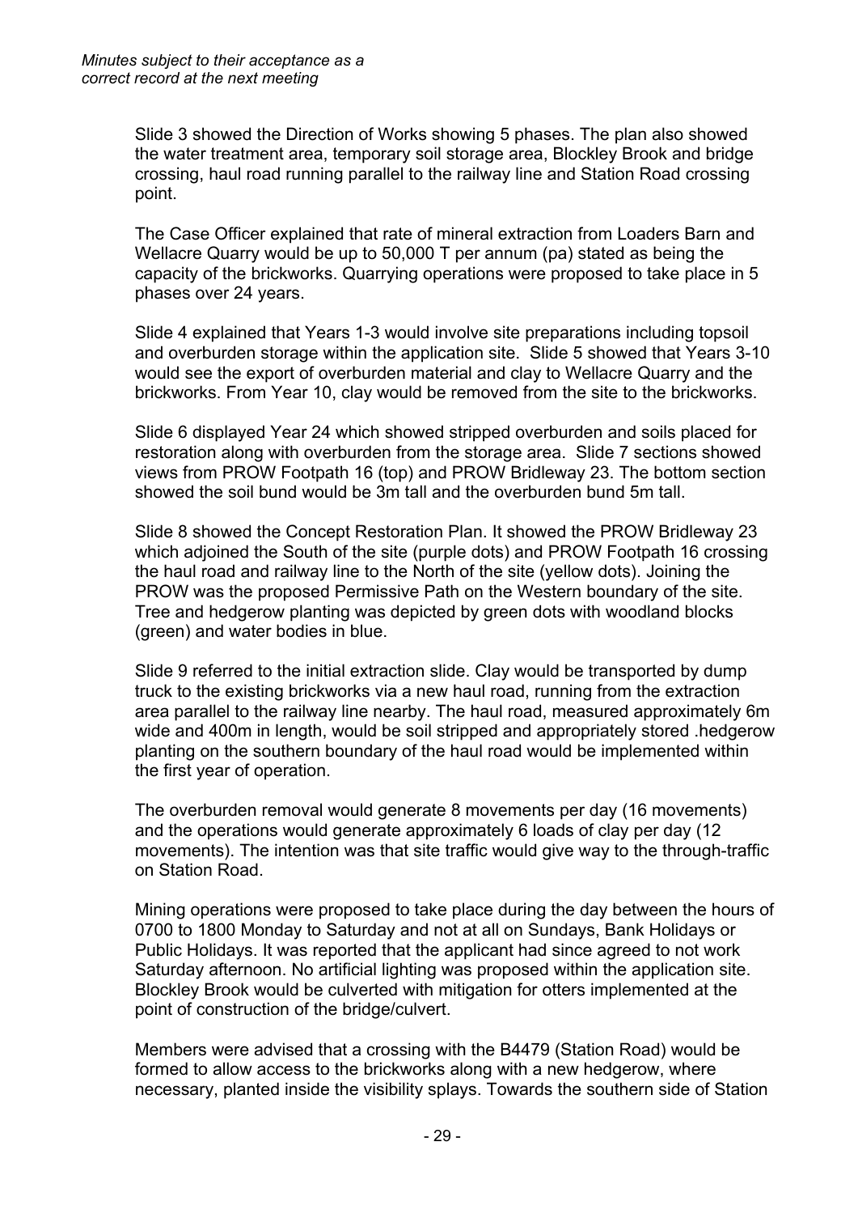*Minutes subject to their acceptance as a correct record at the next meeting*

Slide 3 showed the Direction of Works showing 5 phases. The plan also showed the water treatment area, temporary soil storage area, Blockley Brook and bridge crossing, haul road running parallel to the railway line and Station Road crossing point.

The Case Officer explained that rate of mineral extraction from Loaders Barn and Wellacre Quarry would be up to 50,000 T per annum (pa) stated as being the capacity of the brickworks. Quarrying operations were proposed to take place in 5 phases over 24 years.

Slide 4 explained that Years 1-3 would involve site preparations including topsoil and overburden storage within the application site. Slide 5 showed that Years 3-10 would see the export of overburden material and clay to Wellacre Quarry and the brickworks. From Year 10, clay would be removed from the site to the brickworks.

Slide 6 displayed Year 24 which showed stripped overburden and soils placed for restoration along with overburden from the storage area. Slide 7 sections showed views from PROW Footpath 16 (top) and PROW Bridleway 23. The bottom section showed the soil bund would be 3m tall and the overburden bund 5m tall.

Slide 8 showed the Concept Restoration Plan. It showed the PROW Bridleway 23 which adjoined the South of the site (purple dots) and PROW Footpath 16 crossing the haul road and railway line to the North of the site (yellow dots). Joining the PROW was the proposed Permissive Path on the Western boundary of the site. Tree and hedgerow planting was depicted by green dots with woodland blocks (green) and water bodies in blue.

Slide 9 referred to the initial extraction slide. Clay would be transported by dump truck to the existing brickworks via a new haul road, running from the extraction area parallel to the railway line nearby. The haul road, measured approximately 6m wide and 400m in length, would be soil stripped and appropriately stored .hedgerow planting on the southern boundary of the haul road would be implemented within the first year of operation.

The overburden removal would generate 8 movements per day (16 movements) and the operations would generate approximately 6 loads of clay per day (12 movements). The intention was that site traffic would give way to the through-traffic on Station Road.

Mining operations were proposed to take place during the day between the hours of 0700 to 1800 Monday to Saturday and not at all on Sundays, Bank Holidays or Public Holidays. It was reported that the applicant had since agreed to not work Saturday afternoon. No artificial lighting was proposed within the application site. Blockley Brook would be culverted with mitigation for otters implemented at the point of construction of the bridge/culvert.

Members were advised that a crossing with the B4479 (Station Road) would be formed to allow access to the brickworks along with a new hedgerow, where necessary, planted inside the visibility splays. Towards the southern side of Station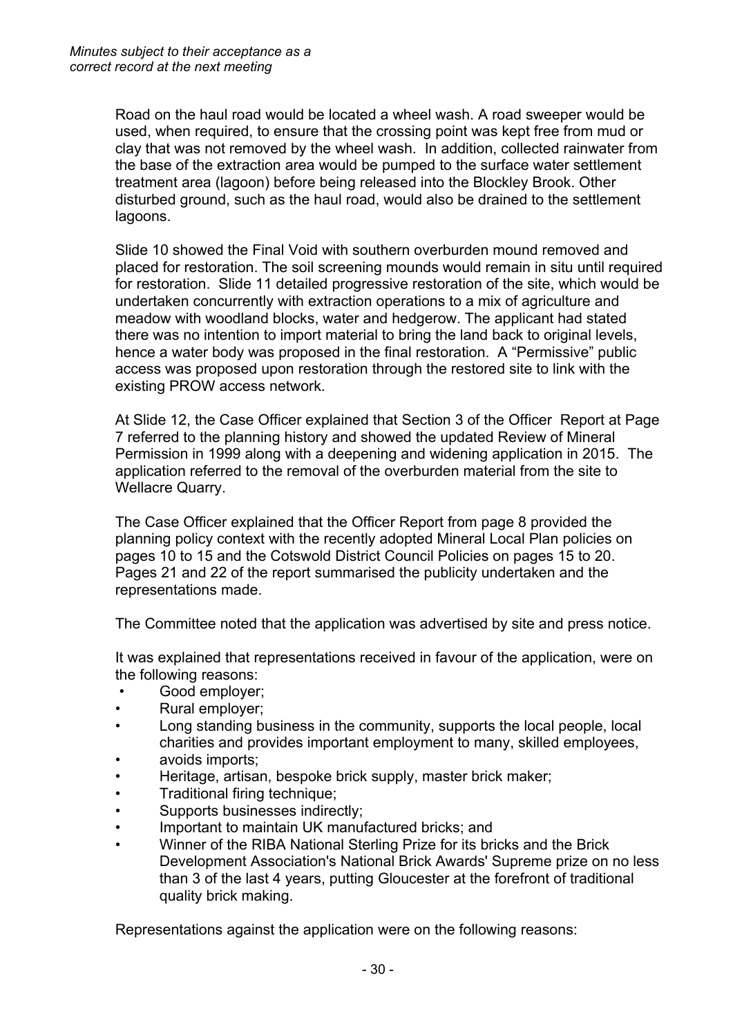Road on the haul road would be located a wheel wash. A road sweeper would be used, when required, to ensure that the crossing point was kept free from mud or clay that was not removed by the wheel wash. In addition, collected rainwater from the base of the extraction area would be pumped to the surface water settlement treatment area (lagoon) before being released into the Blockley Brook. Other disturbed ground, such as the haul road, would also be drained to the settlement lagoons.

Slide 10 showed the Final Void with southern overburden mound removed and placed for restoration. The soil screening mounds would remain in situ until required for restoration. Slide 11 detailed progressive restoration of the site, which would be undertaken concurrently with extraction operations to a mix of agriculture and meadow with woodland blocks, water and hedgerow. The applicant had stated there was no intention to import material to bring the land back to original levels, hence a water body was proposed in the final restoration. A "Permissive" public access was proposed upon restoration through the restored site to link with the existing PROW access network.

At Slide 12, the Case Officer explained that Section 3 of the Officer Report at Page 7 referred to the planning history and showed the updated Review of Mineral Permission in 1999 along with a deepening and widening application in 2015. The application referred to the removal of the overburden material from the site to Wellacre Quarry.

The Case Officer explained that the Officer Report from page 8 provided the planning policy context with the recently adopted Mineral Local Plan policies on pages 10 to 15 and the Cotswold District Council Policies on pages 15 to 20. Pages 21 and 22 of the report summarised the publicity undertaken and the representations made.

The Committee noted that the application was advertised by site and press notice.

It was explained that representations received in favour of the application, were on the following reasons:

- Good employer;
- Rural employer;
- Long standing business in the community, supports the local people, local charities and provides important employment to many, skilled employees,
- avoids imports;
- Heritage, artisan, bespoke brick supply, master brick maker;
- Traditional firing technique;
- Supports businesses indirectly;
- Important to maintain UK manufactured bricks; and
- Winner of the RIBA National Sterling Prize for its bricks and the Brick Development Association's National Brick Awards' Supreme prize on no less than 3 of the last 4 years, putting Gloucester at the forefront of traditional quality brick making.

Representations against the application were on the following reasons: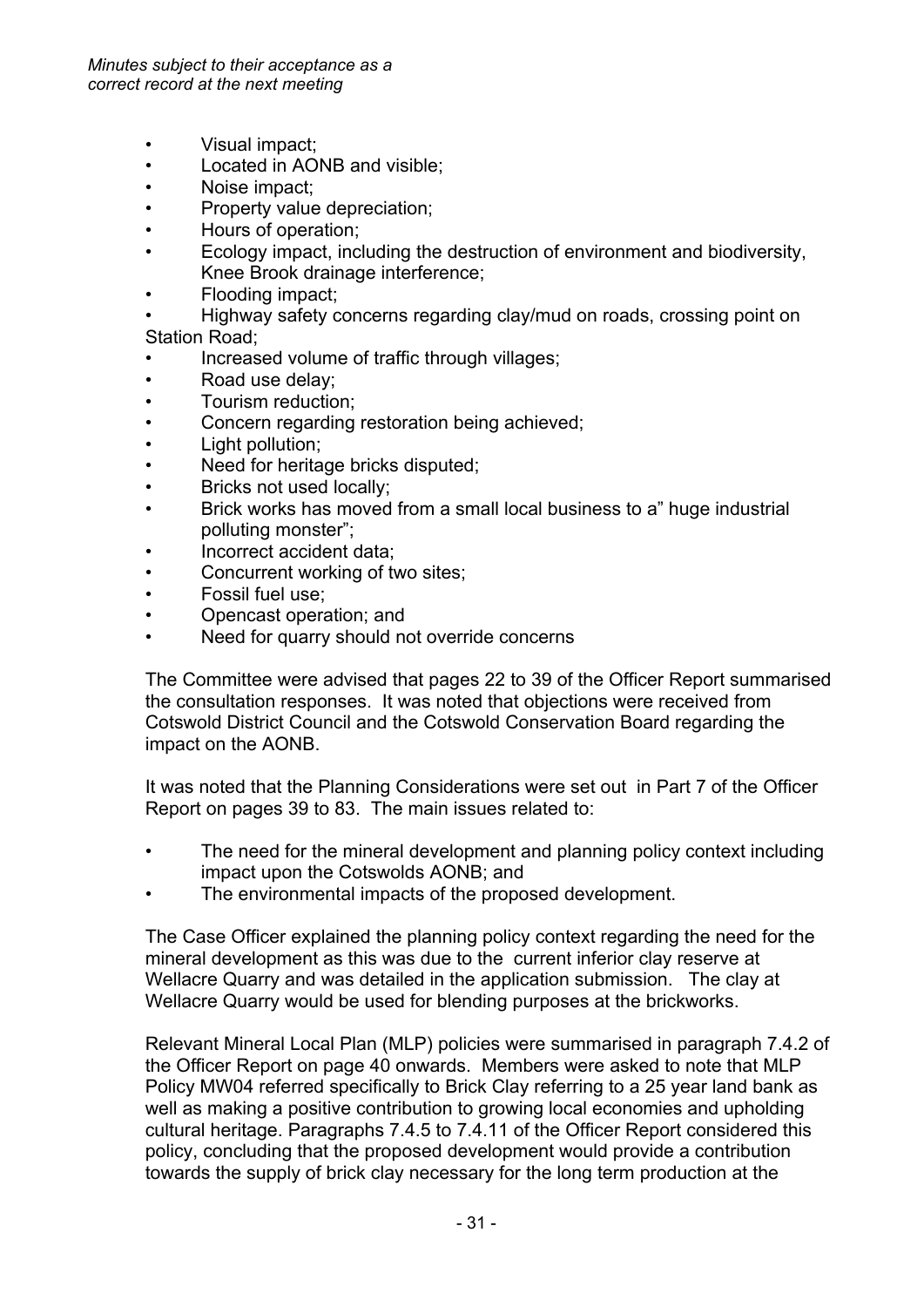- Visual impact;
- Located in AONB and visible;
- Noise impact;
- Property value depreciation;
- Hours of operation;
- Ecology impact, including the destruction of environment and biodiversity, Knee Brook drainage interference;
- Flooding impact;
- Highway safety concerns regarding clay/mud on roads, crossing point on Station Road;
- Increased volume of traffic through villages;
- Road use delay;
- Tourism reduction;
- Concern regarding restoration being achieved;
- Light pollution;
- Need for heritage bricks disputed;
- Bricks not used locally;
- Brick works has moved from a small local business to a" huge industrial polluting monster";
- Incorrect accident data;
- Concurrent working of two sites;
- Fossil fuel use;
- Opencast operation; and
- Need for quarry should not override concerns

The Committee were advised that pages 22 to 39 of the Officer Report summarised the consultation responses. It was noted that objections were received from Cotswold District Council and the Cotswold Conservation Board regarding the impact on the AONB.

It was noted that the Planning Considerations were set out in Part 7 of the Officer Report on pages 39 to 83. The main issues related to:

- The need for the mineral development and planning policy context including impact upon the Cotswolds AONB; and
- The environmental impacts of the proposed development.

The Case Officer explained the planning policy context regarding the need for the mineral development as this was due to the current inferior clay reserve at Wellacre Quarry and was detailed in the application submission. The clay at Wellacre Quarry would be used for blending purposes at the brickworks.

Relevant Mineral Local Plan (MLP) policies were summarised in paragraph 7.4.2 of the Officer Report on page 40 onwards. Members were asked to note that MLP Policy MW04 referred specifically to Brick Clay referring to a 25 year land bank as well as making a positive contribution to growing local economies and upholding cultural heritage. Paragraphs 7.4.5 to 7.4.11 of the Officer Report considered this policy, concluding that the proposed development would provide a contribution towards the supply of brick clay necessary for the long term production at the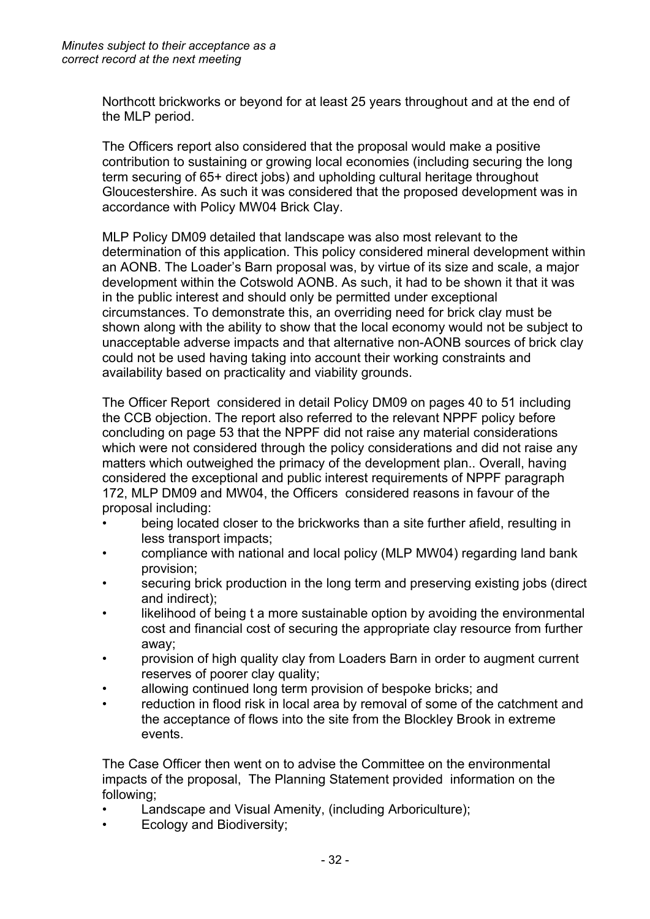Northcott brickworks or beyond for at least 25 years throughout and at the end of the MLP period.

The Officers report also considered that the proposal would make a positive contribution to sustaining or growing local economies (including securing the long term securing of 65+ direct jobs) and upholding cultural heritage throughout Gloucestershire. As such it was considered that the proposed development was in accordance with Policy MW04 Brick Clay.

MLP Policy DM09 detailed that landscape was also most relevant to the determination of this application. This policy considered mineral development within an AONB. The Loader's Barn proposal was, by virtue of its size and scale, a major development within the Cotswold AONB. As such, it had to be shown it that it was in the public interest and should only be permitted under exceptional circumstances. To demonstrate this, an overriding need for brick clay must be shown along with the ability to show that the local economy would not be subject to unacceptable adverse impacts and that alternative non-AONB sources of brick clay could not be used having taking into account their working constraints and availability based on practicality and viability grounds.

The Officer Report considered in detail Policy DM09 on pages 40 to 51 including the CCB objection. The report also referred to the relevant NPPF policy before concluding on page 53 that the NPPF did not raise any material considerations which were not considered through the policy considerations and did not raise any matters which outweighed the primacy of the development plan.. Overall, having considered the exceptional and public interest requirements of NPPF paragraph 172, MLP DM09 and MW04, the Officers considered reasons in favour of the proposal including:

- being located closer to the brickworks than a site further afield, resulting in less transport impacts;
- compliance with national and local policy (MLP MW04) regarding land bank provision;
- securing brick production in the long term and preserving existing jobs (direct and indirect);
- likelihood of being t a more sustainable option by avoiding the environmental cost and financial cost of securing the appropriate clay resource from further away;
- provision of high quality clay from Loaders Barn in order to augment current reserves of poorer clay quality;
- allowing continued long term provision of bespoke bricks; and
- reduction in flood risk in local area by removal of some of the catchment and the acceptance of flows into the site from the Blockley Brook in extreme events.

The Case Officer then went on to advise the Committee on the environmental impacts of the proposal, The Planning Statement provided information on the following;

- Landscape and Visual Amenity, (including Arboriculture);
- Ecology and Biodiversity;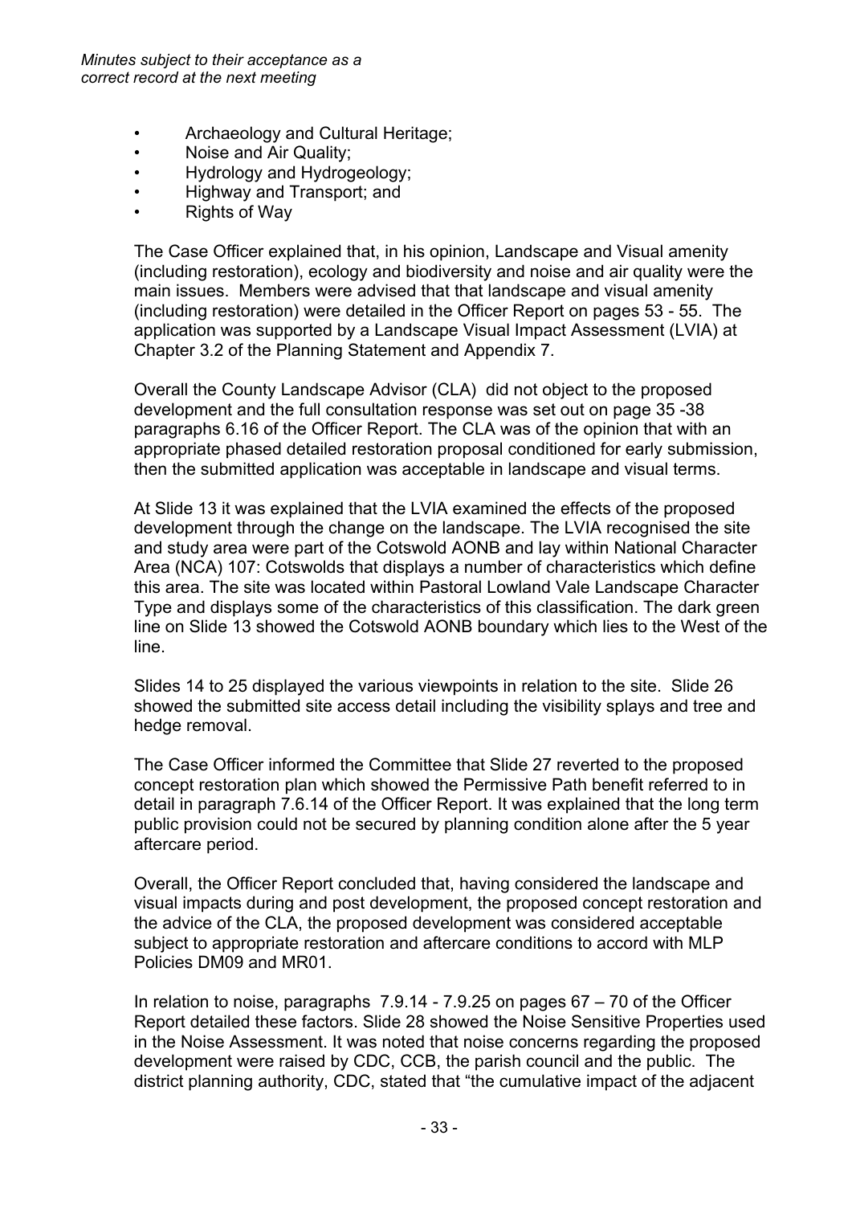- Archaeology and Cultural Heritage;
- Noise and Air Quality;
- Hydrology and Hydrogeology;
- Highway and Transport; and
- Rights of Way

The Case Officer explained that, in his opinion, Landscape and Visual amenity (including restoration), ecology and biodiversity and noise and air quality were the main issues. Members were advised that that landscape and visual amenity (including restoration) were detailed in the Officer Report on pages 53 - 55. The application was supported by a Landscape Visual Impact Assessment (LVIA) at Chapter 3.2 of the Planning Statement and Appendix 7.

Overall the County Landscape Advisor (CLA) did not object to the proposed development and the full consultation response was set out on page 35 -38 paragraphs 6.16 of the Officer Report. The CLA was of the opinion that with an appropriate phased detailed restoration proposal conditioned for early submission, then the submitted application was acceptable in landscape and visual terms.

At Slide 13 it was explained that the LVIA examined the effects of the proposed development through the change on the landscape. The LVIA recognised the site and study area were part of the Cotswold AONB and lay within National Character Area (NCA) 107: Cotswolds that displays a number of characteristics which define this area. The site was located within Pastoral Lowland Vale Landscape Character Type and displays some of the characteristics of this classification. The dark green line on Slide 13 showed the Cotswold AONB boundary which lies to the West of the line.

Slides 14 to 25 displayed the various viewpoints in relation to the site. Slide 26 showed the submitted site access detail including the visibility splays and tree and hedge removal.

The Case Officer informed the Committee that Slide 27 reverted to the proposed concept restoration plan which showed the Permissive Path benefit referred to in detail in paragraph 7.6.14 of the Officer Report. It was explained that the long term public provision could not be secured by planning condition alone after the 5 year aftercare period.

Overall, the Officer Report concluded that, having considered the landscape and visual impacts during and post development, the proposed concept restoration and the advice of the CLA, the proposed development was considered acceptable subject to appropriate restoration and aftercare conditions to accord with MLP Policies DM09 and MR01.

In relation to noise, paragraphs 7.9.14 - 7.9.25 on pages 67 – 70 of the Officer Report detailed these factors. Slide 28 showed the Noise Sensitive Properties used in the Noise Assessment. It was noted that noise concerns regarding the proposed development were raised by CDC, CCB, the parish council and the public. The district planning authority, CDC, stated that "the cumulative impact of the adjacent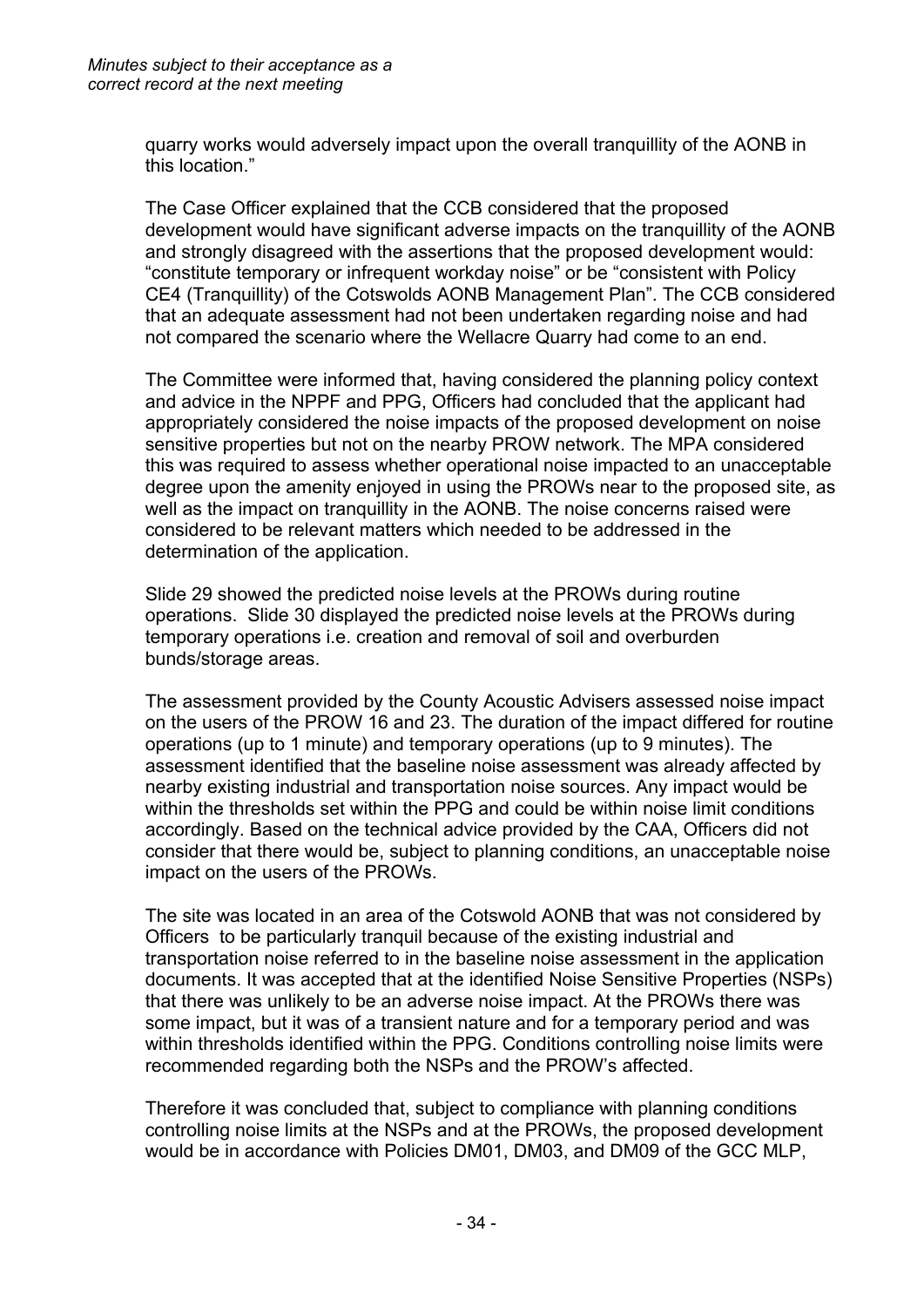quarry works would adversely impact upon the overall tranquillity of the AONB in this location."

The Case Officer explained that the CCB considered that the proposed development would have significant adverse impacts on the tranquillity of the AONB and strongly disagreed with the assertions that the proposed development would: "constitute temporary or infrequent workday noise" or be "consistent with Policy CE4 (Tranquillity) of the Cotswolds AONB Management Plan". The CCB considered that an adequate assessment had not been undertaken regarding noise and had not compared the scenario where the Wellacre Quarry had come to an end.

The Committee were informed that, having considered the planning policy context and advice in the NPPF and PPG, Officers had concluded that the applicant had appropriately considered the noise impacts of the proposed development on noise sensitive properties but not on the nearby PROW network. The MPA considered this was required to assess whether operational noise impacted to an unacceptable degree upon the amenity enjoyed in using the PROWs near to the proposed site, as well as the impact on tranquillity in the AONB. The noise concerns raised were considered to be relevant matters which needed to be addressed in the determination of the application.

Slide 29 showed the predicted noise levels at the PROWs during routine operations. Slide 30 displayed the predicted noise levels at the PROWs during temporary operations i.e. creation and removal of soil and overburden bunds/storage areas.

The assessment provided by the County Acoustic Advisers assessed noise impact on the users of the PROW 16 and 23. The duration of the impact differed for routine operations (up to 1 minute) and temporary operations (up to 9 minutes). The assessment identified that the baseline noise assessment was already affected by nearby existing industrial and transportation noise sources. Any impact would be within the thresholds set within the PPG and could be within noise limit conditions accordingly. Based on the technical advice provided by the CAA, Officers did not consider that there would be, subject to planning conditions, an unacceptable noise impact on the users of the PROWs.

The site was located in an area of the Cotswold AONB that was not considered by Officers to be particularly tranquil because of the existing industrial and transportation noise referred to in the baseline noise assessment in the application documents. It was accepted that at the identified Noise Sensitive Properties (NSPs) that there was unlikely to be an adverse noise impact. At the PROWs there was some impact, but it was of a transient nature and for a temporary period and was within thresholds identified within the PPG. Conditions controlling noise limits were recommended regarding both the NSPs and the PROW's affected.

Therefore it was concluded that, subject to compliance with planning conditions controlling noise limits at the NSPs and at the PROWs, the proposed development would be in accordance with Policies DM01, DM03, and DM09 of the GCC MLP,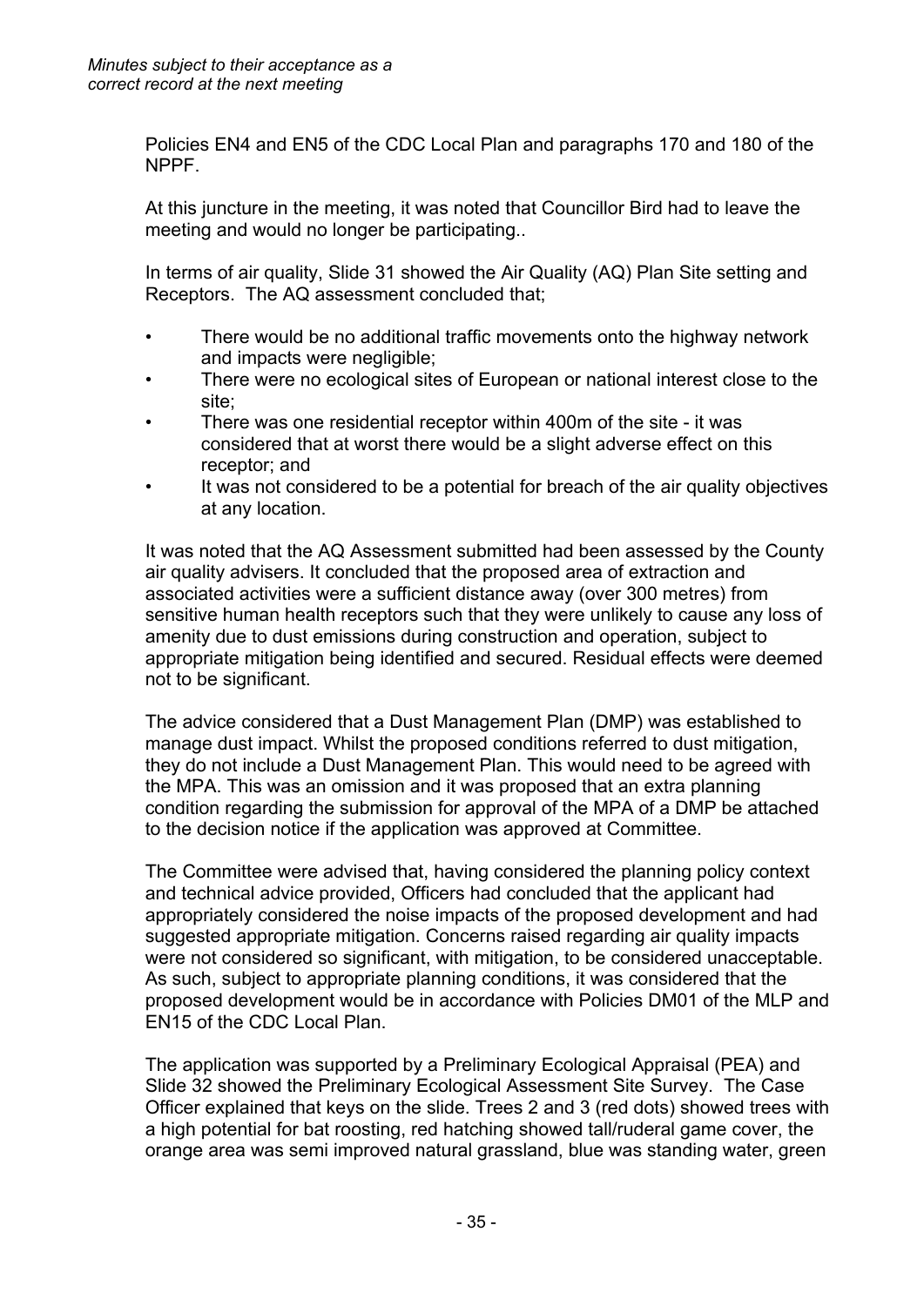*Minutes subject to their acceptance as a correct record at the next meeting*

Policies EN4 and EN5 of the CDC Local Plan and paragraphs 170 and 180 of the NPPF.

At this juncture in the meeting, it was noted that Councillor Bird had to leave the meeting and would no longer be participating..

In terms of air quality, Slide 31 showed the Air Quality (AQ) Plan Site setting and Receptors. The AQ assessment concluded that;

- There would be no additional traffic movements onto the highway network and impacts were negligible;
- There were no ecological sites of European or national interest close to the site;
- There was one residential receptor within 400m of the site - it was considered that at worst there would be a slight adverse effect on this receptor; and
- It was not considered to be a potential for breach of the air quality objectives at any location.

It was noted that the AQ Assessment submitted had been assessed by the County air quality advisers. It concluded that the proposed area of extraction and associated activities were a sufficient distance away (over 300 metres) from sensitive human health receptors such that they were unlikely to cause any loss of amenity due to dust emissions during construction and operation, subject to appropriate mitigation being identified and secured. Residual effects were deemed not to be significant.

The advice considered that a Dust Management Plan (DMP) was established to manage dust impact. Whilst the proposed conditions referred to dust mitigation, they do not include a Dust Management Plan. This would need to be agreed with the MPA. This was an omission and it was proposed that an extra planning condition regarding the submission for approval of the MPA of a DMP be attached to the decision notice if the application was approved at Committee.

The Committee were advised that, having considered the planning policy context and technical advice provided, Officers had concluded that the applicant had appropriately considered the noise impacts of the proposed development and had suggested appropriate mitigation. Concerns raised regarding air quality impacts were not considered so significant, with mitigation, to be considered unacceptable. As such, subject to appropriate planning conditions, it was considered that the proposed development would be in accordance with Policies DM01 of the MLP and EN15 of the CDC Local Plan.

The application was supported by a Preliminary Ecological Appraisal (PEA) and Slide 32 showed the Preliminary Ecological Assessment Site Survey. The Case Officer explained that keys on the slide. Trees 2 and 3 (red dots) showed trees with a high potential for bat roosting, red hatching showed tall/ruderal game cover, the orange area was semi improved natural grassland, blue was standing water, green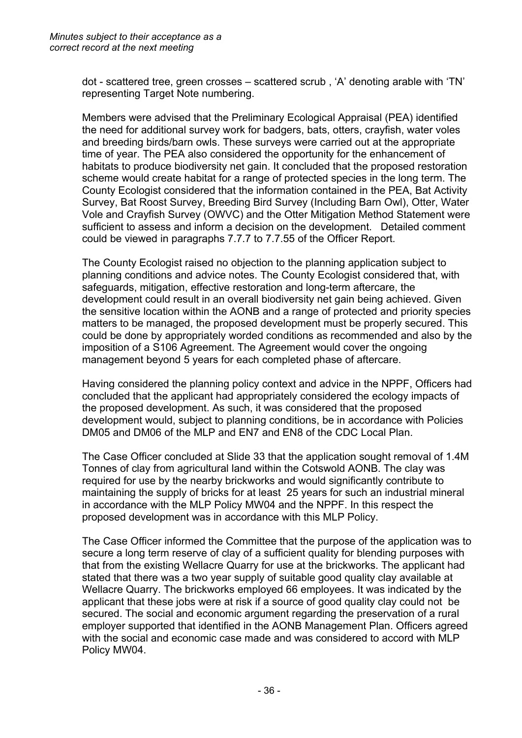dot - scattered tree, green crosses – scattered scrub , 'A' denoting arable with 'TN' representing Target Note numbering.

Members were advised that the Preliminary Ecological Appraisal (PEA) identified the need for additional survey work for badgers, bats, otters, crayfish, water voles and breeding birds/barn owls. These surveys were carried out at the appropriate time of year. The PEA also considered the opportunity for the enhancement of habitats to produce biodiversity net gain. It concluded that the proposed restoration scheme would create habitat for a range of protected species in the long term. The County Ecologist considered that the information contained in the PEA, Bat Activity Survey, Bat Roost Survey, Breeding Bird Survey (Including Barn Owl), Otter, Water Vole and Crayfish Survey (OWVC) and the Otter Mitigation Method Statement were sufficient to assess and inform a decision on the development. Detailed comment could be viewed in paragraphs 7.7.7 to 7.7.55 of the Officer Report.

The County Ecologist raised no objection to the planning application subject to planning conditions and advice notes. The County Ecologist considered that, with safeguards, mitigation, effective restoration and long-term aftercare, the development could result in an overall biodiversity net gain being achieved. Given the sensitive location within the AONB and a range of protected and priority species matters to be managed, the proposed development must be properly secured. This could be done by appropriately worded conditions as recommended and also by the imposition of a S106 Agreement. The Agreement would cover the ongoing management beyond 5 years for each completed phase of aftercare.

Having considered the planning policy context and advice in the NPPF, Officers had concluded that the applicant had appropriately considered the ecology impacts of the proposed development. As such, it was considered that the proposed development would, subject to planning conditions, be in accordance with Policies DM05 and DM06 of the MLP and EN7 and EN8 of the CDC Local Plan.

The Case Officer concluded at Slide 33 that the application sought removal of 1.4M Tonnes of clay from agricultural land within the Cotswold AONB. The clay was required for use by the nearby brickworks and would significantly contribute to maintaining the supply of bricks for at least 25 years for such an industrial mineral in accordance with the MLP Policy MW04 and the NPPF. In this respect the proposed development was in accordance with this MLP Policy.

The Case Officer informed the Committee that the purpose of the application was to secure a long term reserve of clay of a sufficient quality for blending purposes with that from the existing Wellacre Quarry for use at the brickworks. The applicant had stated that there was a two year supply of suitable good quality clay available at Wellacre Quarry. The brickworks employed 66 employees. It was indicated by the applicant that these jobs were at risk if a source of good quality clay could not be secured. The social and economic argument regarding the preservation of a rural employer supported that identified in the AONB Management Plan. Officers agreed with the social and economic case made and was considered to accord with MLP Policy MW04.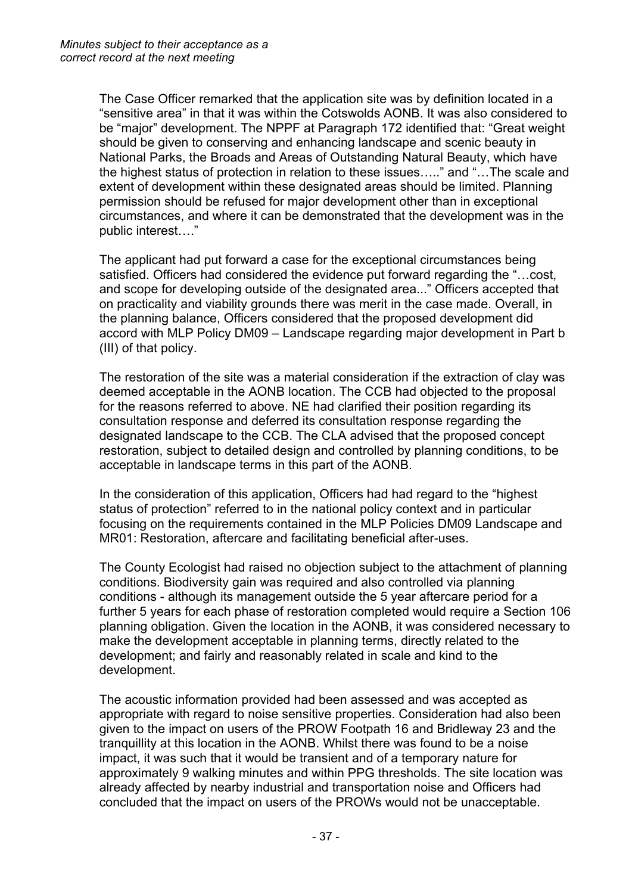*Minutes subject to their acceptance as a correct record at the next meeting*

The Case Officer remarked that the application site was by definition located in a "sensitive area" in that it was within the Cotswolds AONB. It was also considered to be "major" development. The NPPF at Paragraph 172 identified that: "Great weight should be given to conserving and enhancing landscape and scenic beauty in National Parks, the Broads and Areas of Outstanding Natural Beauty, which have the highest status of protection in relation to these issues….." and "…The scale and extent of development within these designated areas should be limited. Planning permission should be refused for major development other than in exceptional circumstances, and where it can be demonstrated that the development was in the public interest…."

The applicant had put forward a case for the exceptional circumstances being satisfied. Officers had considered the evidence put forward regarding the "…cost, and scope for developing outside of the designated area..." Officers accepted that on practicality and viability grounds there was merit in the case made. Overall, in the planning balance, Officers considered that the proposed development did accord with MLP Policy DM09 – Landscape regarding major development in Part b (III) of that policy.

The restoration of the site was a material consideration if the extraction of clay was deemed acceptable in the AONB location. The CCB had objected to the proposal for the reasons referred to above. NE had clarified their position regarding its consultation response and deferred its consultation response regarding the designated landscape to the CCB. The CLA advised that the proposed concept restoration, subject to detailed design and controlled by planning conditions, to be acceptable in landscape terms in this part of the AONB.

In the consideration of this application, Officers had had regard to the "highest status of protection" referred to in the national policy context and in particular focusing on the requirements contained in the MLP Policies DM09 Landscape and MR01: Restoration, aftercare and facilitating beneficial after-uses.

The County Ecologist had raised no objection subject to the attachment of planning conditions. Biodiversity gain was required and also controlled via planning conditions - although its management outside the 5 year aftercare period for a further 5 years for each phase of restoration completed would require a Section 106 planning obligation. Given the location in the AONB, it was considered necessary to make the development acceptable in planning terms, directly related to the development; and fairly and reasonably related in scale and kind to the development.

The acoustic information provided had been assessed and was accepted as appropriate with regard to noise sensitive properties. Consideration had also been given to the impact on users of the PROW Footpath 16 and Bridleway 23 and the tranquillity at this location in the AONB. Whilst there was found to be a noise impact, it was such that it would be transient and of a temporary nature for approximately 9 walking minutes and within PPG thresholds. The site location was already affected by nearby industrial and transportation noise and Officers had concluded that the impact on users of the PROWs would not be unacceptable.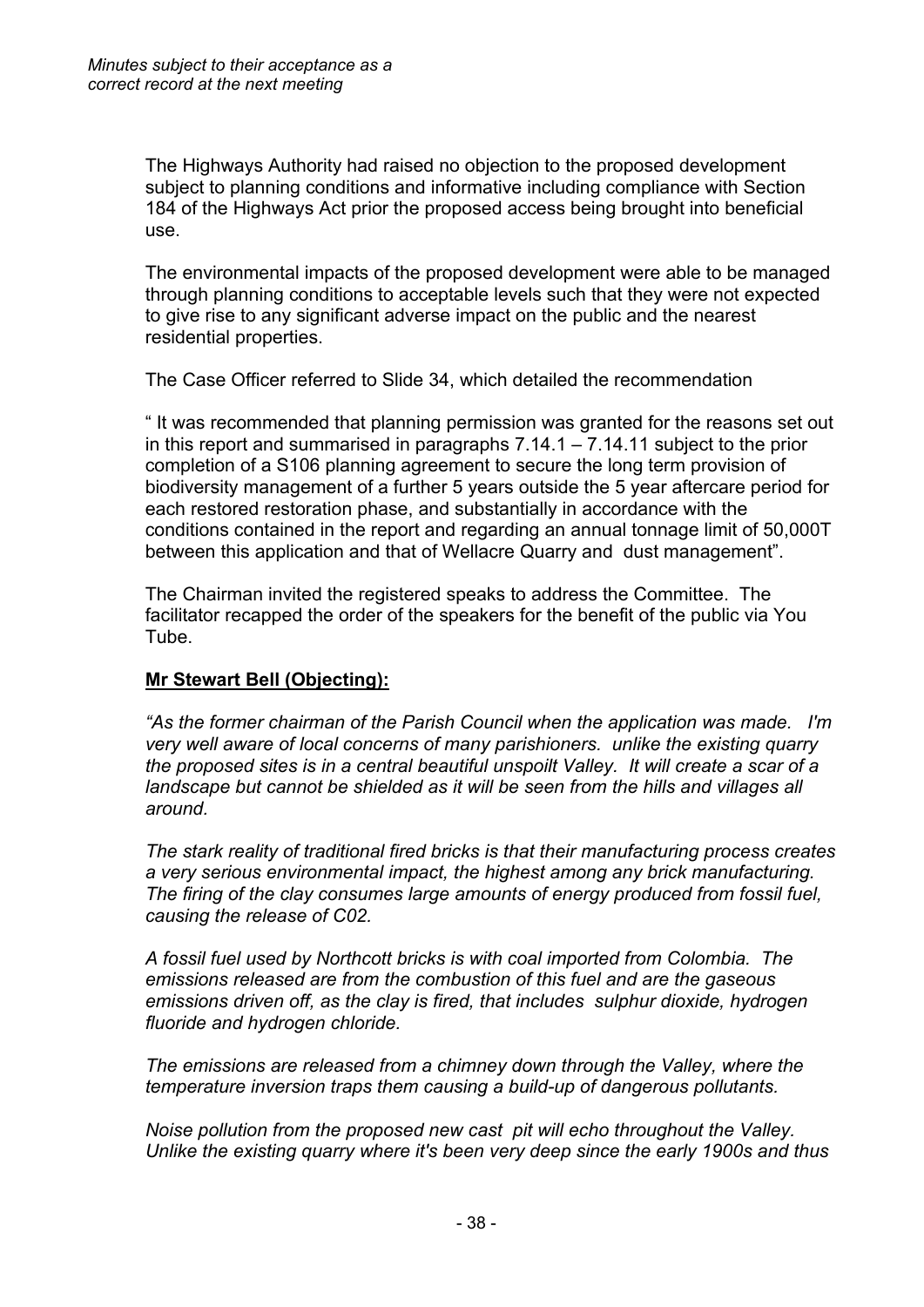The Highways Authority had raised no objection to the proposed development subject to planning conditions and informative including compliance with Section 184 of the Highways Act prior the proposed access being brought into beneficial use.

The environmental impacts of the proposed development were able to be managed through planning conditions to acceptable levels such that they were not expected to give rise to any significant adverse impact on the public and the nearest residential properties.

The Case Officer referred to Slide 34, which detailed the recommendation

" It was recommended that planning permission was granted for the reasons set out in this report and summarised in paragraphs 7.14.1 – 7.14.11 subject to the prior completion of a S106 planning agreement to secure the long term provision of biodiversity management of a further 5 years outside the 5 year aftercare period for each restored restoration phase, and substantially in accordance with the conditions contained in the report and regarding an annual tonnage limit of 50,000T between this application and that of Wellacre Quarry and dust management".

The Chairman invited the registered speaks to address the Committee. The facilitator recapped the order of the speakers for the benefit of the public via You Tube.

**Mr Stewart Bell (Objecting):**

*"As the former chairman of the Parish Council when the application was made. I'm very well aware of local concerns of many parishioners. unlike the existing quarry the proposed sites is in a central beautiful unspoilt Valley. It will create a scar of a landscape but cannot be shielded as it will be seen from the hills and villages all around.*

*The stark reality of traditional fired bricks is that their manufacturing process creates a very serious environmental impact, the highest among any brick manufacturing. The firing of the clay consumes large amounts of energy produced from fossil fuel, causing the release of C02.*

*A fossil fuel used by Northcott bricks is with coal imported from Colombia. The emissions released are from the combustion of this fuel and are the gaseous emissions driven off, as the clay is fired, that includes sulphur dioxide, hydrogen fluoride and hydrogen chloride.*

*The emissions are released from a chimney down through the Valley, where the temperature inversion traps them causing a build-up of dangerous pollutants.*

*Noise pollution from the proposed new cast pit will echo throughout the Valley. Unlike the existing quarry where it's been very deep since the early 1900s and thus*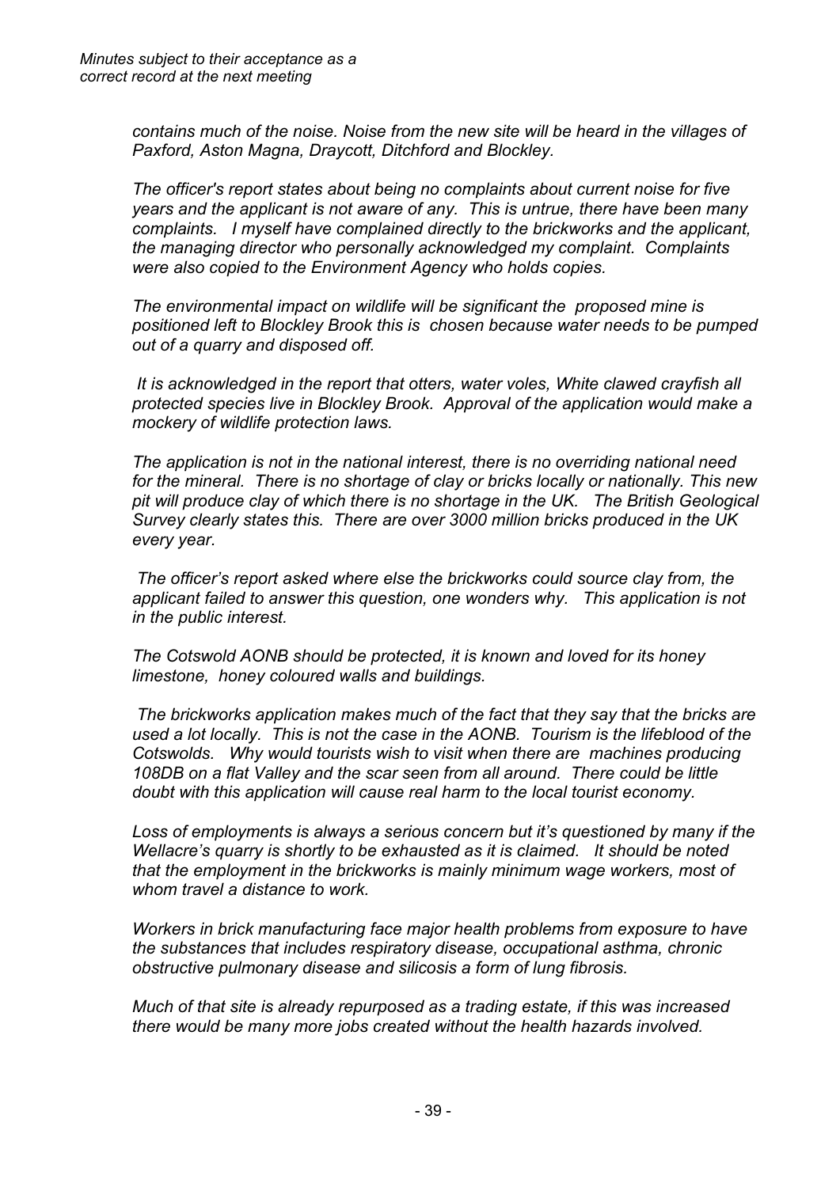*contains much of the noise. Noise from the new site will be heard in the villages of Paxford, Aston Magna, Draycott, Ditchford and Blockley.*

*The officer's report states about being no complaints about current noise for five years and the applicant is not aware of any. This is untrue, there have been many complaints. I myself have complained directly to the brickworks and the applicant, the managing director who personally acknowledged my complaint. Complaints were also copied to the Environment Agency who holds copies.*

*The environmental impact on wildlife will be significant the proposed mine is positioned left to Blockley Brook this is chosen because water needs to be pumped out of a quarry and disposed off.*

*It is acknowledged in the report that otters, water voles, White clawed crayfish all protected species live in Blockley Brook. Approval of the application would make a mockery of wildlife protection laws.*

*The application is not in the national interest, there is no overriding national need for the mineral. There is no shortage of clay or bricks locally or nationally. This new pit will produce clay of which there is no shortage in the UK. The British Geological Survey clearly states this. There are over 3000 million bricks produced in the UK every year.*

*The officer's report asked where else the brickworks could source clay from, the applicant failed to answer this question, one wonders why. This application is not in the public interest.*

*The Cotswold AONB should be protected, it is known and loved for its honey limestone, honey coloured walls and buildings.*

*The brickworks application makes much of the fact that they say that the bricks are used a lot locally. This is not the case in the AONB. Tourism is the lifeblood of the Cotswolds. Why would tourists wish to visit when there are machines producing 108DB on a flat Valley and the scar seen from all around. There could be little doubt with this application will cause real harm to the local tourist economy.*

*Loss of employments is always a serious concern but it's questioned by many if the Wellacre's quarry is shortly to be exhausted as it is claimed. It should be noted that the employment in the brickworks is mainly minimum wage workers, most of whom travel a distance to work.*

*Workers in brick manufacturing face major health problems from exposure to have the substances that includes respiratory disease, occupational asthma, chronic obstructive pulmonary disease and silicosis a form of lung fibrosis.*

*Much of that site is already repurposed as a trading estate, if this was increased there would be many more jobs created without the health hazards involved.*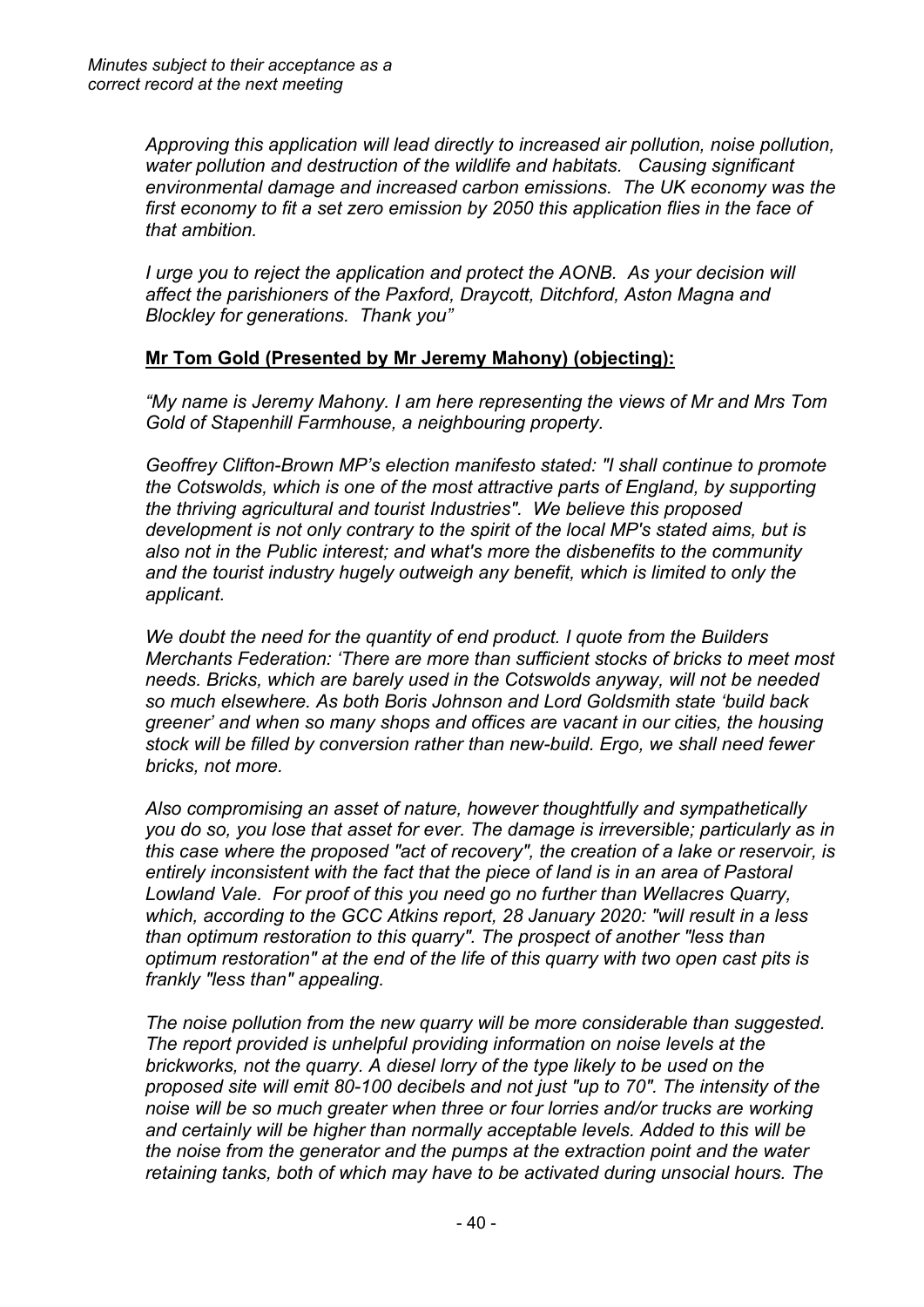*Approving this application will lead directly to increased air pollution, noise pollution, water pollution and destruction of the wildlife and habitats. Causing significant environmental damage and increased carbon emissions. The UK economy was the first economy to fit a set zero emission by 2050 this application flies in the face of that ambition.*

*I urge you to reject the application and protect the AONB. As your decision will affect the parishioners of the Paxford, Draycott, Ditchford, Aston Magna and Blockley for generations. Thank you"*

**Mr Tom Gold (Presented by Mr Jeremy Mahony) (objecting):**

*"My name is Jeremy Mahony. I am here representing the views of Mr and Mrs Tom Gold of Stapenhill Farmhouse, a neighbouring property.*

*Geoffrey Clifton-Brown MP's election manifesto stated: "I shall continue to promote the Cotswolds, which is one of the most attractive parts of England, by supporting the thriving agricultural and tourist Industries". We believe this proposed development is not only contrary to the spirit of the local MP's stated aims, but is also not in the Public interest; and what's more the disbenefits to the community and the tourist industry hugely outweigh any benefit, which is limited to only the applicant.*

*We doubt the need for the quantity of end product. I quote from the Builders Merchants Federation: 'There are more than sufficient stocks of bricks to meet most needs. Bricks, which are barely used in the Cotswolds anyway, will not be needed so much elsewhere. As both Boris Johnson and Lord Goldsmith state 'build back greener' and when so many shops and offices are vacant in our cities, the housing stock will be filled by conversion rather than new-build. Ergo, we shall need fewer bricks, not more.*

*Also compromising an asset of nature, however thoughtfully and sympathetically you do so, you lose that asset for ever. The damage is irreversible; particularly as in this case where the proposed "act of recovery", the creation of a lake or reservoir, is entirely inconsistent with the fact that the piece of land is in an area of Pastoral Lowland Vale. For proof of this you need go no further than Wellacres Quarry, which, according to the GCC Atkins report, 28 January 2020: "will result in a less than optimum restoration to this quarry". The prospect of another "less than optimum restoration" at the end of the life of this quarry with two open cast pits is frankly "less than" appealing.*

*The noise pollution from the new quarry will be more considerable than suggested. The report provided is unhelpful providing information on noise levels at the brickworks, not the quarry. A diesel lorry of the type likely to be used on the proposed site will emit 80-100 decibels and not just "up to 70". The intensity of the noise will be so much greater when three or four lorries and/or trucks are working and certainly will be higher than normally acceptable levels. Added to this will be the noise from the generator and the pumps at the extraction point and the water retaining tanks, both of which may have to be activated during unsocial hours. The*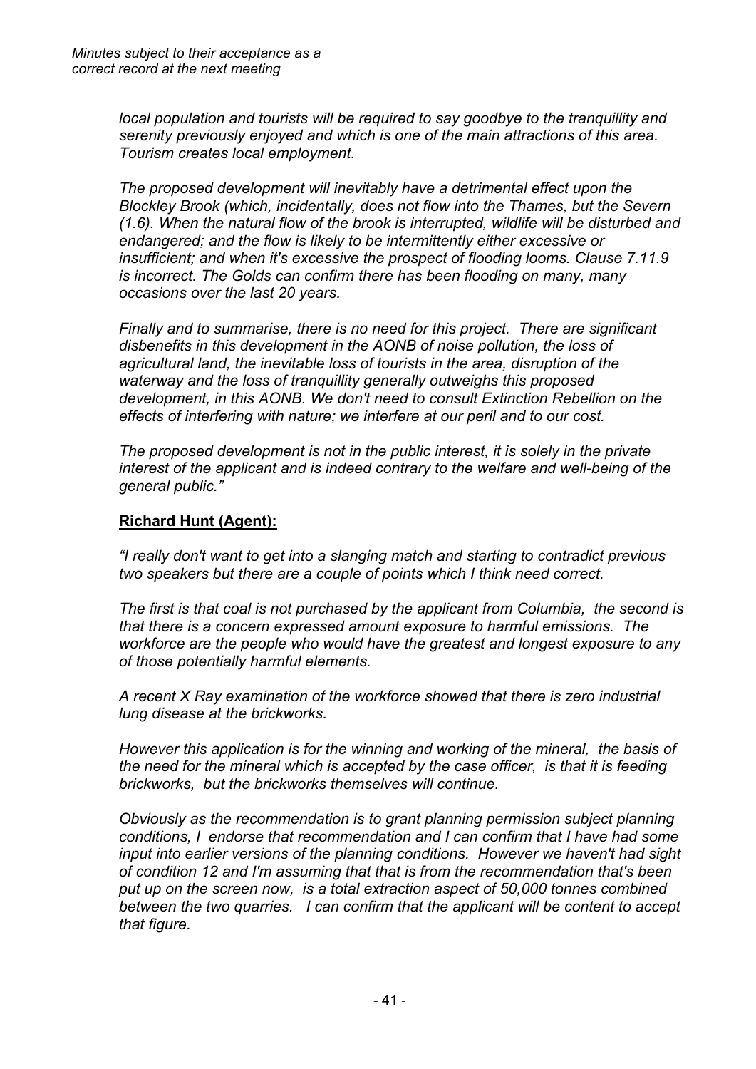*local population and tourists will be required to say goodbye to the tranquillity and serenity previously enjoyed and which is one of the main attractions of this area. Tourism creates local employment.*

*The proposed development will inevitably have a detrimental effect upon the Blockley Brook (which, incidentally, does not flow into the Thames, but the Severn (1.6). When the natural flow of the brook is interrupted, wildlife will be disturbed and endangered; and the flow is likely to be intermittently either excessive or insufficient; and when it's excessive the prospect of flooding looms. Clause 7.11.9 is incorrect. The Golds can confirm there has been flooding on many, many occasions over the last 20 years.*

*Finally and to summarise, there is no need for this project. There are significant disbenefits in this development in the AONB of noise pollution, the loss of agricultural land, the inevitable loss of tourists in the area, disruption of the waterway and the loss of tranquillity generally outweighs this proposed development, in this AONB. We don't need to consult Extinction Rebellion on the effects of interfering with nature; we interfere at our peril and to our cost.*

*The proposed development is not in the public interest, it is solely in the private interest of the applicant and is indeed contrary to the welfare and well-being of the general public."*

**Richard Hunt (Agent):**

*"I really don't want to get into a slanging match and starting to contradict previous two speakers but there are a couple of points which I think need correct.*

*The first is that coal is not purchased by the applicant from Columbia, the second is that there is a concern expressed amount exposure to harmful emissions. The workforce are the people who would have the greatest and longest exposure to any of those potentially harmful elements.*

*A recent X Ray examination of the workforce showed that there is zero industrial lung disease at the brickworks.*

*However this application is for the winning and working of the mineral, the basis of the need for the mineral which is accepted by the case officer, is that it is feeding brickworks, but the brickworks themselves will continue.*

*Obviously as the recommendation is to grant planning permission subject planning conditions, I endorse that recommendation and I can confirm that I have had some input into earlier versions of the planning conditions. However we haven't had sight of condition 12 and I'm assuming that that is from the recommendation that's been put up on the screen now, is a total extraction aspect of 50,000 tonnes combined between the two quarries. I can confirm that the applicant will be content to accept that figure.*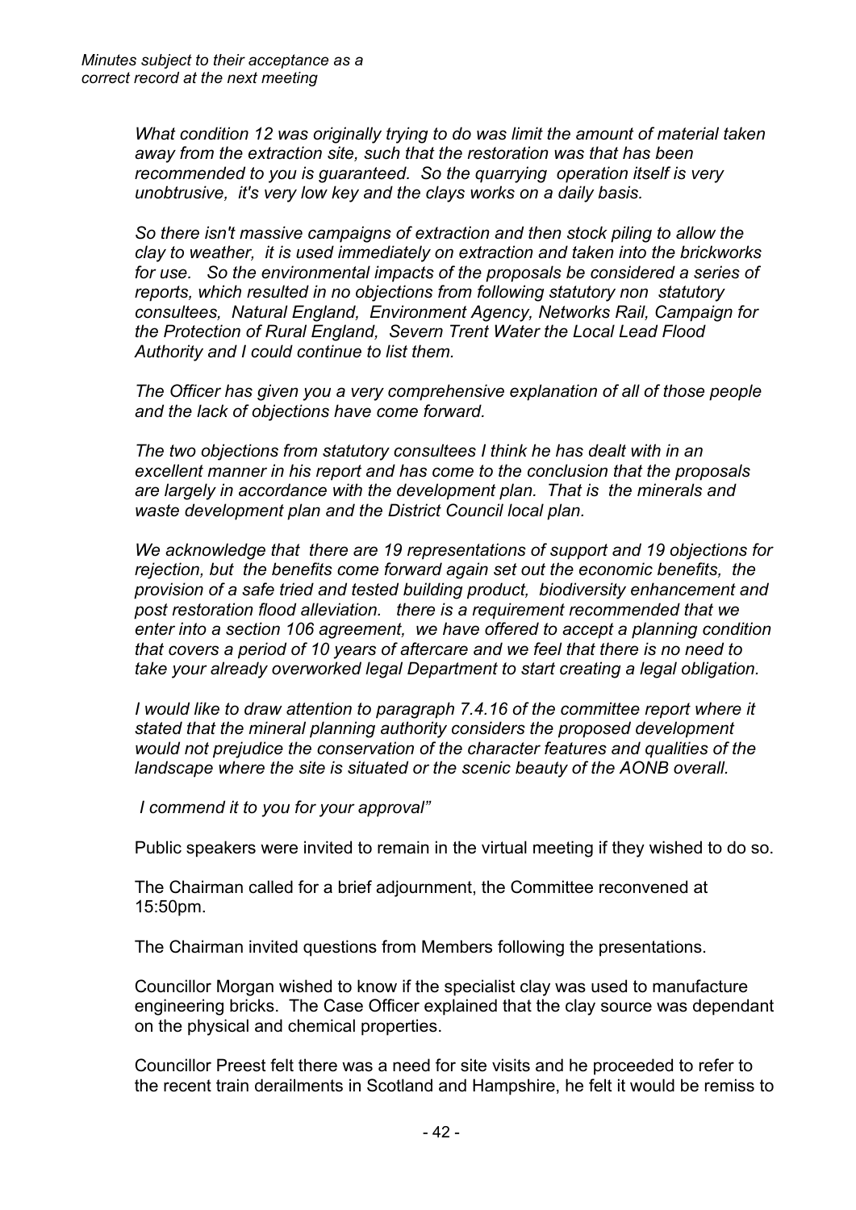*What condition 12 was originally trying to do was limit the amount of material taken away from the extraction site, such that the restoration was that has been recommended to you is guaranteed. So the quarrying operation itself is very unobtrusive, it's very low key and the clays works on a daily basis.*

*So there isn't massive campaigns of extraction and then stock piling to allow the clay to weather, it is used immediately on extraction and taken into the brickworks for use. So the environmental impacts of the proposals be considered a series of reports, which resulted in no objections from following statutory non statutory consultees, Natural England, Environment Agency, Networks Rail, Campaign for the Protection of Rural England, Severn Trent Water the Local Lead Flood Authority and I could continue to list them.*

*The Officer has given you a very comprehensive explanation of all of those people and the lack of objections have come forward.*

*The two objections from statutory consultees I think he has dealt with in an excellent manner in his report and has come to the conclusion that the proposals are largely in accordance with the development plan. That is the minerals and waste development plan and the District Council local plan.*

*We acknowledge that there are 19 representations of support and 19 objections for rejection, but the benefits come forward again set out the economic benefits, the provision of a safe tried and tested building product, biodiversity enhancement and post restoration flood alleviation. there is a requirement recommended that we enter into a section 106 agreement, we have offered to accept a planning condition that covers a period of 10 years of aftercare and we feel that there is no need to take your already overworked legal Department to start creating a legal obligation.*

*I would like to draw attention to paragraph 7.4.16 of the committee report where it stated that the mineral planning authority considers the proposed development would not prejudice the conservation of the character features and qualities of the landscape where the site is situated or the scenic beauty of the AONB overall.*

*I commend it to you for your approval"*

Public speakers were invited to remain in the virtual meeting if they wished to do so.

The Chairman called for a brief adjournment, the Committee reconvened at 15:50pm.

The Chairman invited questions from Members following the presentations.

Councillor Morgan wished to know if the specialist clay was used to manufacture engineering bricks. The Case Officer explained that the clay source was dependant on the physical and chemical properties.

Councillor Preest felt there was a need for site visits and he proceeded to refer to the recent train derailments in Scotland and Hampshire, he felt it would be remiss to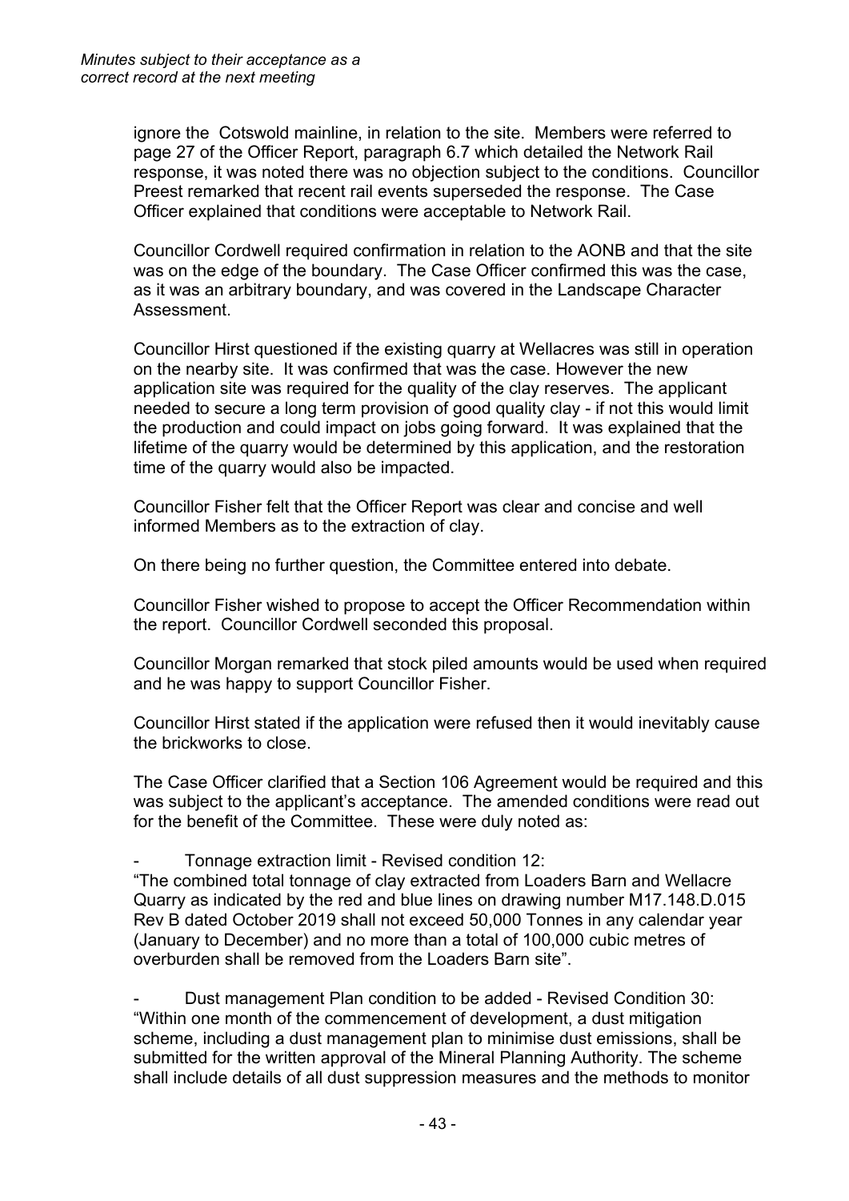ignore the Cotswold mainline, in relation to the site. Members were referred to page 27 of the Officer Report, paragraph 6.7 which detailed the Network Rail response, it was noted there was no objection subject to the conditions. Councillor Preest remarked that recent rail events superseded the response. The Case Officer explained that conditions were acceptable to Network Rail.

Councillor Cordwell required confirmation in relation to the AONB and that the site was on the edge of the boundary. The Case Officer confirmed this was the case, as it was an arbitrary boundary, and was covered in the Landscape Character Assessment.

Councillor Hirst questioned if the existing quarry at Wellacres was still in operation on the nearby site. It was confirmed that was the case. However the new application site was required for the quality of the clay reserves. The applicant needed to secure a long term provision of good quality clay - if not this would limit the production and could impact on jobs going forward. It was explained that the lifetime of the quarry would be determined by this application, and the restoration time of the quarry would also be impacted.

Councillor Fisher felt that the Officer Report was clear and concise and well informed Members as to the extraction of clay.

On there being no further question, the Committee entered into debate.

Councillor Fisher wished to propose to accept the Officer Recommendation within the report. Councillor Cordwell seconded this proposal.

Councillor Morgan remarked that stock piled amounts would be used when required and he was happy to support Councillor Fisher.

Councillor Hirst stated if the application were refused then it would inevitably cause the brickworks to close.

The Case Officer clarified that a Section 106 Agreement would be required and this was subject to the applicant's acceptance. The amended conditions were read out for the benefit of the Committee. These were duly noted as:

- Tonnage extraction limit - Revised condition 12:

"The combined total tonnage of clay extracted from Loaders Barn and Wellacre Quarry as indicated by the red and blue lines on drawing number M17.148.D.015 Rev B dated October 2019 shall not exceed 50,000 Tonnes in any calendar year (January to December) and no more than a total of 100,000 cubic metres of overburden shall be removed from the Loaders Barn site".

- Dust management Plan condition to be added - Revised Condition 30:

"Within one month of the commencement of development, a dust mitigation scheme, including a dust management plan to minimise dust emissions, shall be submitted for the written approval of the Mineral Planning Authority. The scheme shall include details of all dust suppression measures and the methods to monitor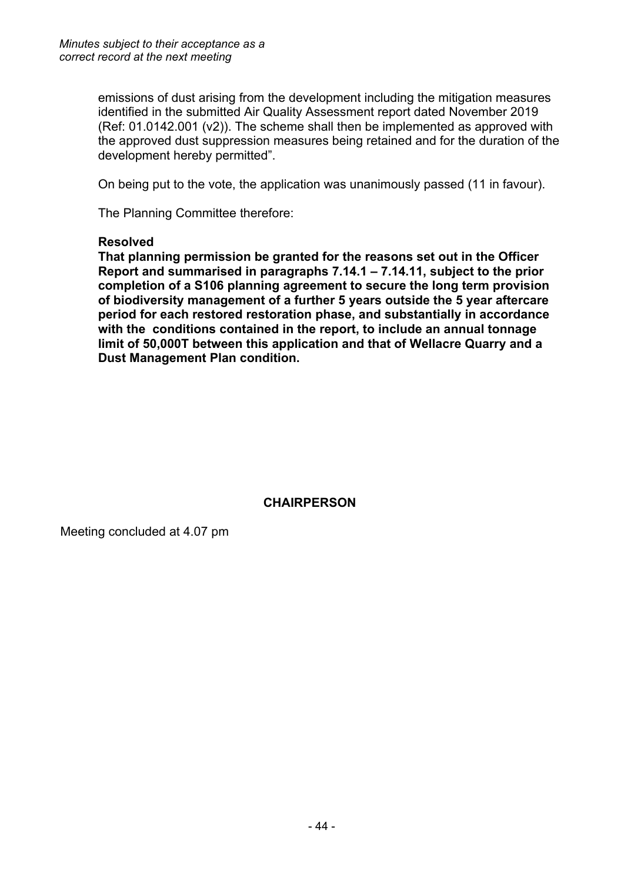*Minutes subject to their acceptance as a correct record at the next meeting*

emissions of dust arising from the development including the mitigation measures identified in the submitted Air Quality Assessment report dated November 2019 (Ref: 01.0142.001 (v2)). The scheme shall then be implemented as approved with the approved dust suppression measures being retained and for the duration of the development hereby permitted".

On being put to the vote, the application was unanimously passed (11 in favour).

The Planning Committee therefore:

**Resolved**

**That planning permission be granted for the reasons set out in the Officer Report and summarised in paragraphs 7.14.1 – 7.14.11, subject to the prior completion of a S106 planning agreement to secure the long term provision of biodiversity management of a further 5 years outside the 5 year aftercare period for each restored restoration phase, and substantially in accordance with the conditions contained in the report, to include an annual tonnage limit of 50,000T between this application and that of Wellacre Quarry and a Dust Management Plan condition.**

**CHAIRPERSON**

Meeting concluded at 4.07 pm